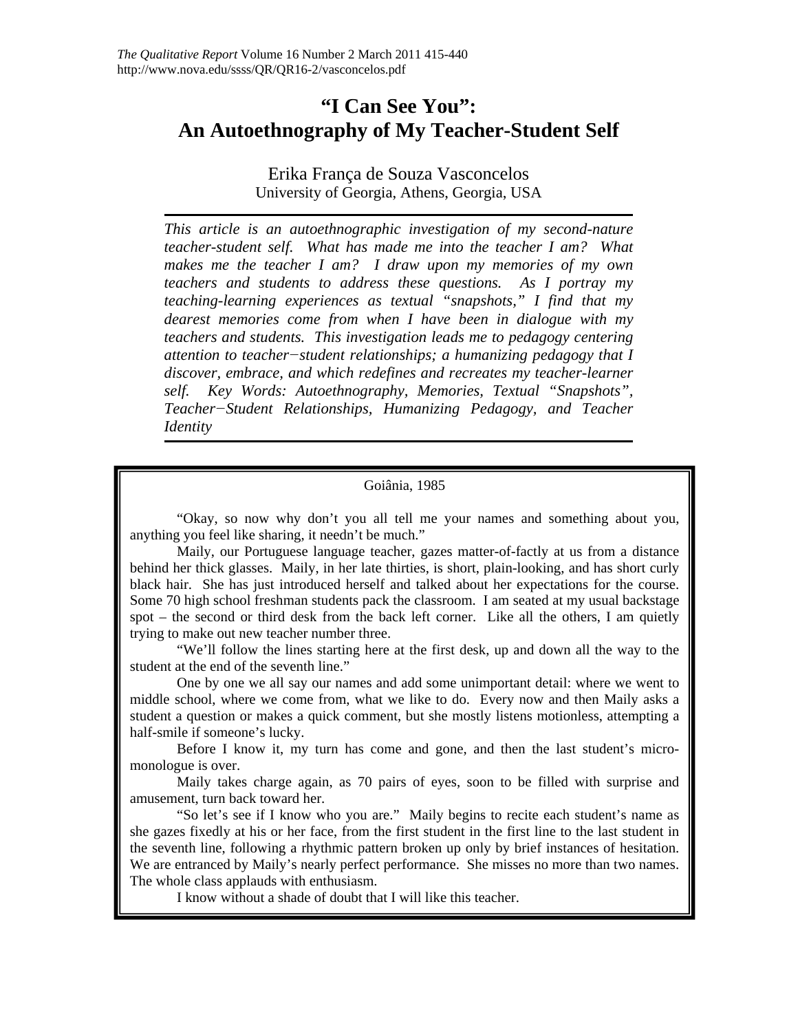# "I Can See You": An Autoethnography of My Teacher-Student Self

Erika França de Souza Vasconcelos
University of Georgia, Athens, Georgia, USA

*This article is an autoethnographic investigation of my second-nature teacher-student self. What has made me into the teacher I am? What makes me the teacher I am? I draw upon my memories of my own teachers and students to address these questions. As I portray my teaching-learning experiences as textual "snapshots," I find that my dearest memories come from when I have been in dialogue with my teachers and students. This investigation leads me to pedagogy centering attention to teacher−student relationships; a humanizing pedagogy that I discover, embrace, and which redefines and recreates my teacher-learner self. Key Words: Autoethnography, Memories, Textual "Snapshots", Teacher−Student Relationships, Humanizing Pedagogy, and Teacher Identity*

---

Goiânia, 1985

"Okay, so now why don't you all tell me your names and something about you, anything you feel like sharing, it needn't be much."

Maily, our Portuguese language teacher, gazes matter-of-factly at us from a distance behind her thick glasses. Maily, in her late thirties, is short, plain-looking, and has short curly black hair. She has just introduced herself and talked about her expectations for the course. Some 70 high school freshman students pack the classroom. I am seated at my usual backstage spot – the second or third desk from the back left corner. Like all the others, I am quietly trying to make out new teacher number three.

"We'll follow the lines starting here at the first desk, up and down all the way to the student at the end of the seventh line."

One by one we all say our names and add some unimportant detail: where we went to middle school, where we come from, what we like to do. Every now and then Maily asks a student a question or makes a quick comment, but she mostly listens motionless, attempting a half-smile if someone's lucky.

Before I know it, my turn has come and gone, and then the last student's micro-monologue is over.

Maily takes charge again, as 70 pairs of eyes, soon to be filled with surprise and amusement, turn back toward her.

"So let's see if I know who you are." Maily begins to recite each student's name as she gazes fixedly at his or her face, from the first student in the first line to the last student in the seventh line, following a rhythmic pattern broken up only by brief instances of hesitation. We are entranced by Maily's nearly perfect performance. She misses no more than two names. The whole class applauds with enthusiasm.

I know without a shade of doubt that I will like this teacher.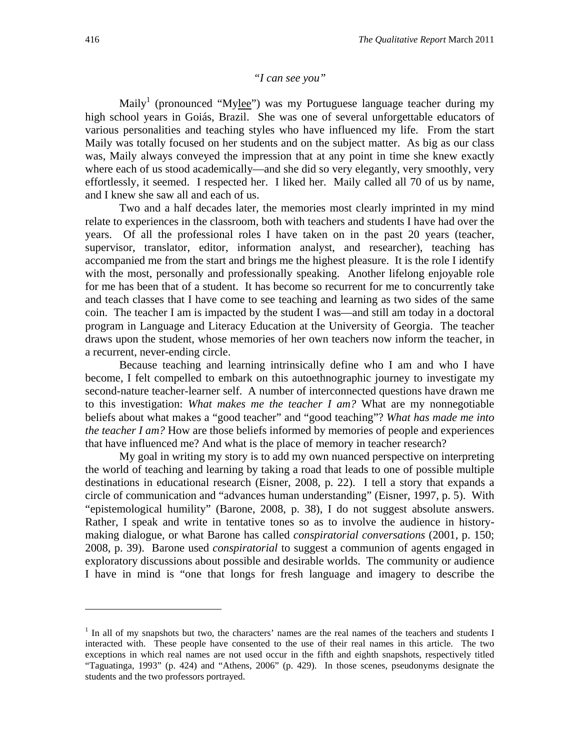*"I can see you"*

Maily[1] (pronounced "Mylee") was my Portuguese language teacher during my high school years in Goiás, Brazil. She was one of several unforgettable educators of various personalities and teaching styles who have influenced my life. From the start Maily was totally focused on her students and on the subject matter. As big as our class was, Maily always conveyed the impression that at any point in time she knew exactly where each of us stood academically—and she did so very elegantly, very smoothly, very effortlessly, it seemed. I respected her. I liked her. Maily called all 70 of us by name, and I knew she saw all and each of us.

Two and a half decades later, the memories most clearly imprinted in my mind relate to experiences in the classroom, both with teachers and students I have had over the years. Of all the professional roles I have taken on in the past 20 years (teacher, supervisor, translator, editor, information analyst, and researcher), teaching has accompanied me from the start and brings me the highest pleasure. It is the role I identify with the most, personally and professionally speaking. Another lifelong enjoyable role for me has been that of a student. It has become so recurrent for me to concurrently take and teach classes that I have come to see teaching and learning as two sides of the same coin. The teacher I am is impacted by the student I was—and still am today in a doctoral program in Language and Literacy Education at the University of Georgia. The teacher draws upon the student, whose memories of her own teachers now inform the teacher, in a recurrent, never-ending circle.

Because teaching and learning intrinsically define who I am and who I have become, I felt compelled to embark on this autoethnographic journey to investigate my second-nature teacher-learner self. A number of interconnected questions have drawn me to this investigation: *What makes me the teacher I am?* What are my nonnegotiable beliefs about what makes a "good teacher" and "good teaching"? *What has made me into the teacher I am?* How are those beliefs informed by memories of people and experiences that have influenced me? And what is the place of memory in teacher research?

My goal in writing my story is to add my own nuanced perspective on interpreting the world of teaching and learning by taking a road that leads to one of possible multiple destinations in educational research (Eisner, 2008, p. 22). I tell a story that expands a circle of communication and "advances human understanding" (Eisner, 1997, p. 5). With "epistemological humility" (Barone, 2008, p. 38), I do not suggest absolute answers. Rather, I speak and write in tentative tones so as to involve the audience in history-making dialogue, or what Barone has called *conspiratorial conversations* (2001, p. 150; 2008, p. 39). Barone used *conspiratorial* to suggest a communion of agents engaged in exploratory discussions about possible and desirable worlds. The community or audience I have in mind is "one that longs for fresh language and imagery to describe the

---

[1] In all of my snapshots but two, the characters' names are the real names of the teachers and students I interacted with. These people have consented to the use of their real names in this article. The two exceptions in which real names are not used occur in the fifth and eighth snapshots, respectively titled "Taguatinga, 1993" (p. 424) and "Athens, 2006" (p. 429). In those scenes, pseudonyms designate the students and the two professors portrayed.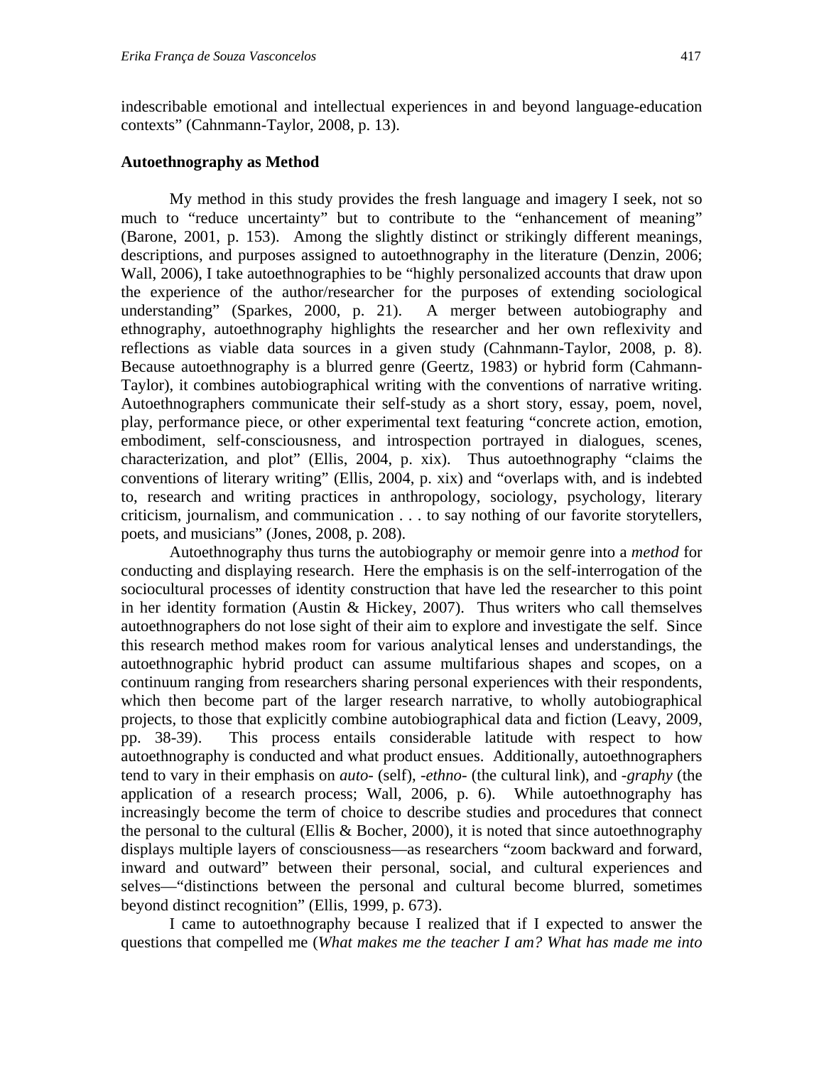indescribable emotional and intellectual experiences in and beyond language-education contexts" (Cahnmann-Taylor, 2008, p. 13).

### Autoethnography as Method

My method in this study provides the fresh language and imagery I seek, not so much to "reduce uncertainty" but to contribute to the "enhancement of meaning" (Barone, 2001, p. 153). Among the slightly distinct or strikingly different meanings, descriptions, and purposes assigned to autoethnography in the literature (Denzin, 2006; Wall, 2006), I take autoethnographies to be "highly personalized accounts that draw upon the experience of the author/researcher for the purposes of extending sociological understanding" (Sparkes, 2000, p. 21). A merger between autobiography and ethnography, autoethnography highlights the researcher and her own reflexivity and reflections as viable data sources in a given study (Cahnmann-Taylor, 2008, p. 8). Because autoethnography is a blurred genre (Geertz, 1983) or hybrid form (Cahmann-Taylor), it combines autobiographical writing with the conventions of narrative writing. Autoethnographers communicate their self-study as a short story, essay, poem, novel, play, performance piece, or other experimental text featuring "concrete action, emotion, embodiment, self-consciousness, and introspection portrayed in dialogues, scenes, characterization, and plot" (Ellis, 2004, p. xix). Thus autoethnography "claims the conventions of literary writing" (Ellis, 2004, p. xix) and "overlaps with, and is indebted to, research and writing practices in anthropology, sociology, psychology, literary criticism, journalism, and communication . . . to say nothing of our favorite storytellers, poets, and musicians" (Jones, 2008, p. 208).

Autoethnography thus turns the autobiography or memoir genre into a *method* for conducting and displaying research. Here the emphasis is on the self-interrogation of the sociocultural processes of identity construction that have led the researcher to this point in her identity formation (Austin & Hickey, 2007). Thus writers who call themselves autoethnographers do not lose sight of their aim to explore and investigate the self. Since this research method makes room for various analytical lenses and understandings, the autoethnographic hybrid product can assume multifarious shapes and scopes, on a continuum ranging from researchers sharing personal experiences with their respondents, which then become part of the larger research narrative, to wholly autobiographical projects, to those that explicitly combine autobiographical data and fiction (Leavy, 2009, pp. 38-39). This process entails considerable latitude with respect to how autoethnography is conducted and what product ensues. Additionally, autoethnographers tend to vary in their emphasis on *auto-* (self), *-ethno-* (the cultural link), and *-graphy* (the application of a research process; Wall, 2006, p. 6). While autoethnography has increasingly become the term of choice to describe studies and procedures that connect the personal to the cultural (Ellis & Bocher, 2000), it is noted that since autoethnography displays multiple layers of consciousness—as researchers "zoom backward and forward, inward and outward" between their personal, social, and cultural experiences and selves—"distinctions between the personal and cultural become blurred, sometimes beyond distinct recognition" (Ellis, 1999, p. 673).

I came to autoethnography because I realized that if I expected to answer the questions that compelled me (*What makes me the teacher I am? What has made me into*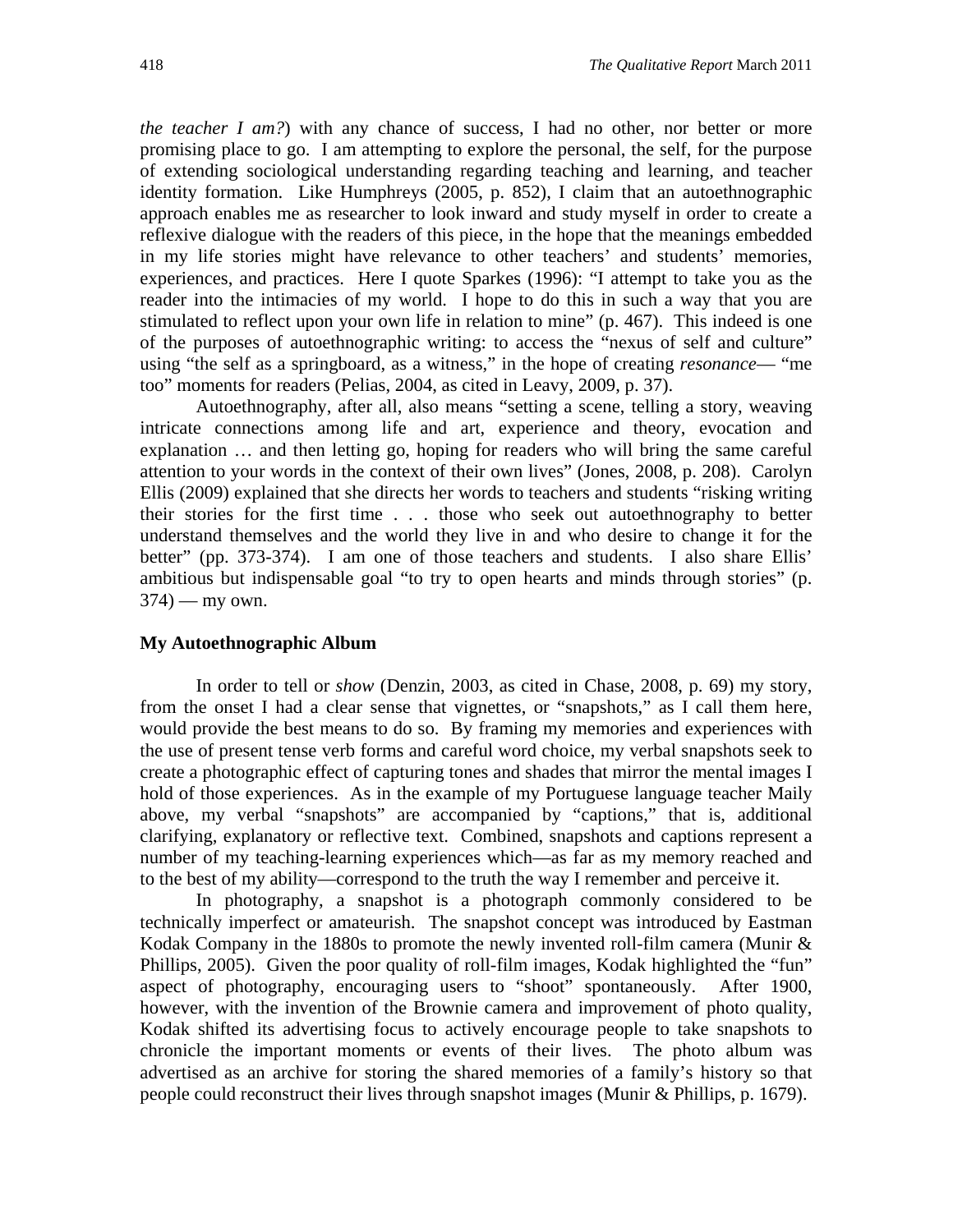*the teacher I am?*) with any chance of success, I had no other, nor better or more promising place to go. I am attempting to explore the personal, the self, for the purpose of extending sociological understanding regarding teaching and learning, and teacher identity formation. Like Humphreys (2005, p. 852), I claim that an autoethnographic approach enables me as researcher to look inward and study myself in order to create a reflexive dialogue with the readers of this piece, in the hope that the meanings embedded in my life stories might have relevance to other teachers' and students' memories, experiences, and practices. Here I quote Sparkes (1996): "I attempt to take you as the reader into the intimacies of my world. I hope to do this in such a way that you are stimulated to reflect upon your own life in relation to mine" (p. 467). This indeed is one of the purposes of autoethnographic writing: to access the "nexus of self and culture" using "the self as a springboard, as a witness," in the hope of creating *resonance*— "me too" moments for readers (Pelias, 2004, as cited in Leavy, 2009, p. 37).

Autoethnography, after all, also means "setting a scene, telling a story, weaving intricate connections among life and art, experience and theory, evocation and explanation … and then letting go, hoping for readers who will bring the same careful attention to your words in the context of their own lives" (Jones, 2008, p. 208). Carolyn Ellis (2009) explained that she directs her words to teachers and students "risking writing their stories for the first time . . . those who seek out autoethnography to better understand themselves and the world they live in and who desire to change it for the better" (pp. 373-374). I am one of those teachers and students. I also share Ellis' ambitious but indispensable goal "to try to open hearts and minds through stories" (p. 374) — my own.

### My Autoethnographic Album

In order to tell or *show* (Denzin, 2003, as cited in Chase, 2008, p. 69) my story, from the onset I had a clear sense that vignettes, or "snapshots," as I call them here, would provide the best means to do so. By framing my memories and experiences with the use of present tense verb forms and careful word choice, my verbal snapshots seek to create a photographic effect of capturing tones and shades that mirror the mental images I hold of those experiences. As in the example of my Portuguese language teacher Maily above, my verbal "snapshots" are accompanied by "captions," that is, additional clarifying, explanatory or reflective text. Combined, snapshots and captions represent a number of my teaching-learning experiences which—as far as my memory reached and to the best of my ability—correspond to the truth the way I remember and perceive it.

In photography, a snapshot is a photograph commonly considered to be technically imperfect or amateurish. The snapshot concept was introduced by Eastman Kodak Company in the 1880s to promote the newly invented roll-film camera (Munir & Phillips, 2005). Given the poor quality of roll-film images, Kodak highlighted the "fun" aspect of photography, encouraging users to "shoot" spontaneously. After 1900, however, with the invention of the Brownie camera and improvement of photo quality, Kodak shifted its advertising focus to actively encourage people to take snapshots to chronicle the important moments or events of their lives. The photo album was advertised as an archive for storing the shared memories of a family's history so that people could reconstruct their lives through snapshot images (Munir & Phillips, p. 1679).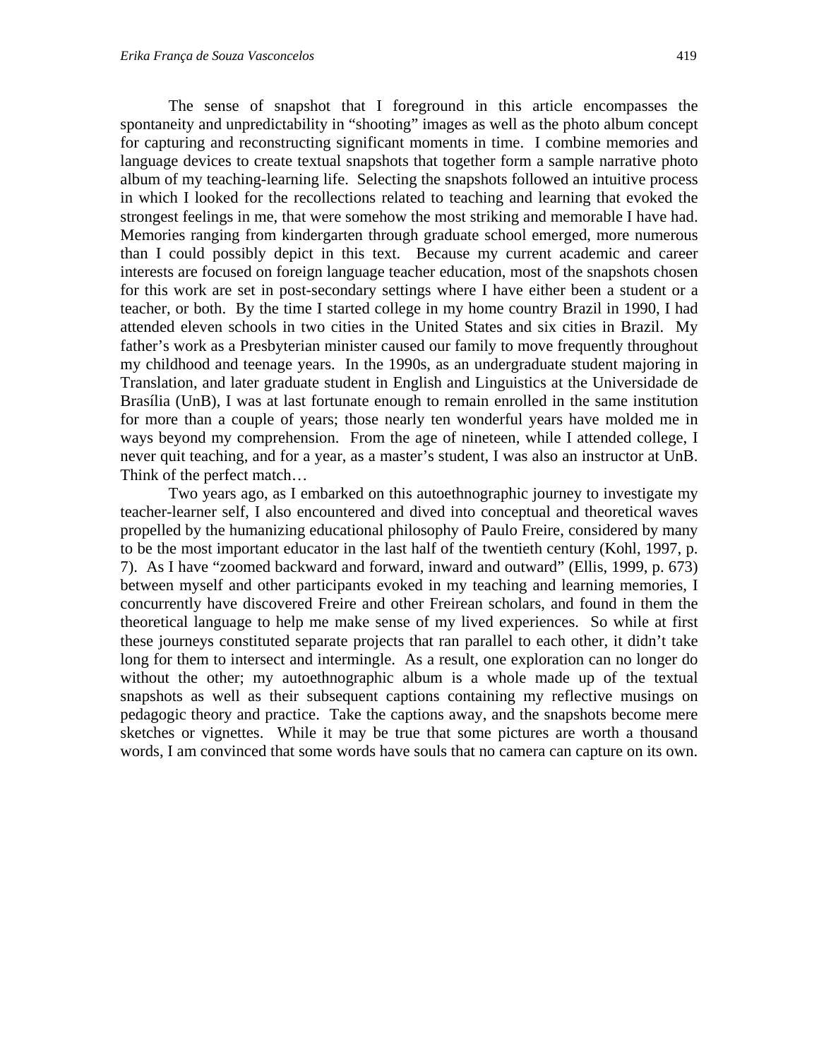The sense of snapshot that I foreground in this article encompasses the spontaneity and unpredictability in "shooting" images as well as the photo album concept for capturing and reconstructing significant moments in time. I combine memories and language devices to create textual snapshots that together form a sample narrative photo album of my teaching-learning life. Selecting the snapshots followed an intuitive process in which I looked for the recollections related to teaching and learning that evoked the strongest feelings in me, that were somehow the most striking and memorable I have had. Memories ranging from kindergarten through graduate school emerged, more numerous than I could possibly depict in this text. Because my current academic and career interests are focused on foreign language teacher education, most of the snapshots chosen for this work are set in post-secondary settings where I have either been a student or a teacher, or both. By the time I started college in my home country Brazil in 1990, I had attended eleven schools in two cities in the United States and six cities in Brazil. My father's work as a Presbyterian minister caused our family to move frequently throughout my childhood and teenage years. In the 1990s, as an undergraduate student majoring in Translation, and later graduate student in English and Linguistics at the Universidade de Brasília (UnB), I was at last fortunate enough to remain enrolled in the same institution for more than a couple of years; those nearly ten wonderful years have molded me in ways beyond my comprehension. From the age of nineteen, while I attended college, I never quit teaching, and for a year, as a master's student, I was also an instructor at UnB. Think of the perfect match…

Two years ago, as I embarked on this autoethnographic journey to investigate my teacher-learner self, I also encountered and dived into conceptual and theoretical waves propelled by the humanizing educational philosophy of Paulo Freire, considered by many to be the most important educator in the last half of the twentieth century (Kohl, 1997, p. 7). As I have "zoomed backward and forward, inward and outward" (Ellis, 1999, p. 673) between myself and other participants evoked in my teaching and learning memories, I concurrently have discovered Freire and other Freirean scholars, and found in them the theoretical language to help me make sense of my lived experiences. So while at first these journeys constituted separate projects that ran parallel to each other, it didn't take long for them to intersect and intermingle. As a result, one exploration can no longer do without the other; my autoethnographic album is a whole made up of the textual snapshots as well as their subsequent captions containing my reflective musings on pedagogic theory and practice. Take the captions away, and the snapshots become mere sketches or vignettes. While it may be true that some pictures are worth a thousand words, I am convinced that some words have souls that no camera can capture on its own.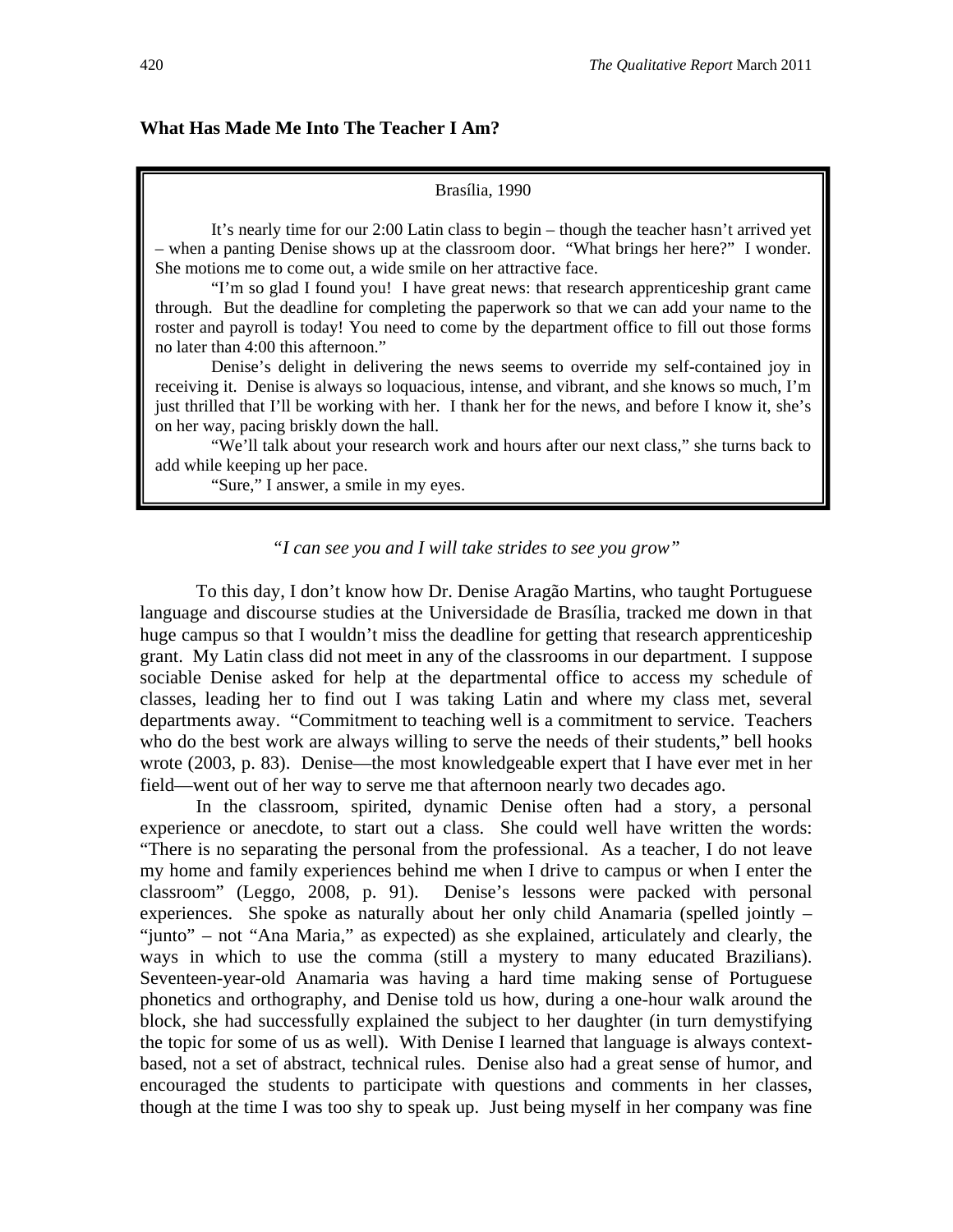**What Has Made Me Into The Teacher I Am?**

> Brasília, 1990
>
> It's nearly time for our 2:00 Latin class to begin – though the teacher hasn't arrived yet – when a panting Denise shows up at the classroom door. "What brings her here?" I wonder. She motions me to come out, a wide smile on her attractive face.
>
> "I'm so glad I found you! I have great news: that research apprenticeship grant came through. But the deadline for completing the paperwork so that we can add your name to the roster and payroll is today! You need to come by the department office to fill out those forms no later than 4:00 this afternoon."
>
> Denise's delight in delivering the news seems to override my self-contained joy in receiving it. Denise is always so loquacious, intense, and vibrant, and she knows so much, I'm just thrilled that I'll be working with her. I thank her for the news, and before I know it, she's on her way, pacing briskly down the hall.
>
> "We'll talk about your research work and hours after our next class," she turns back to add while keeping up her pace.
>
> "Sure," I answer, a smile in my eyes.

*"I can see you and I will take strides to see you grow"*

To this day, I don't know how Dr. Denise Aragão Martins, who taught Portuguese language and discourse studies at the Universidade de Brasília, tracked me down in that huge campus so that I wouldn't miss the deadline for getting that research apprenticeship grant. My Latin class did not meet in any of the classrooms in our department. I suppose sociable Denise asked for help at the departmental office to access my schedule of classes, leading her to find out I was taking Latin and where my class met, several departments away. "Commitment to teaching well is a commitment to service. Teachers who do the best work are always willing to serve the needs of their students," bell hooks wrote (2003, p. 83). Denise—the most knowledgeable expert that I have ever met in her field—went out of her way to serve me that afternoon nearly two decades ago.

In the classroom, spirited, dynamic Denise often had a story, a personal experience or anecdote, to start out a class. She could well have written the words: "There is no separating the personal from the professional. As a teacher, I do not leave my home and family experiences behind me when I drive to campus or when I enter the classroom" (Leggo, 2008, p. 91). Denise's lessons were packed with personal experiences. She spoke as naturally about her only child Anamaria (spelled jointly – "junto" – not "Ana Maria," as expected) as she explained, articulately and clearly, the ways in which to use the comma (still a mystery to many educated Brazilians). Seventeen-year-old Anamaria was having a hard time making sense of Portuguese phonetics and orthography, and Denise told us how, during a one-hour walk around the block, she had successfully explained the subject to her daughter (in turn demystifying the topic for some of us as well). With Denise I learned that language is always context-based, not a set of abstract, technical rules. Denise also had a great sense of humor, and encouraged the students to participate with questions and comments in her classes, though at the time I was too shy to speak up. Just being myself in her company was fine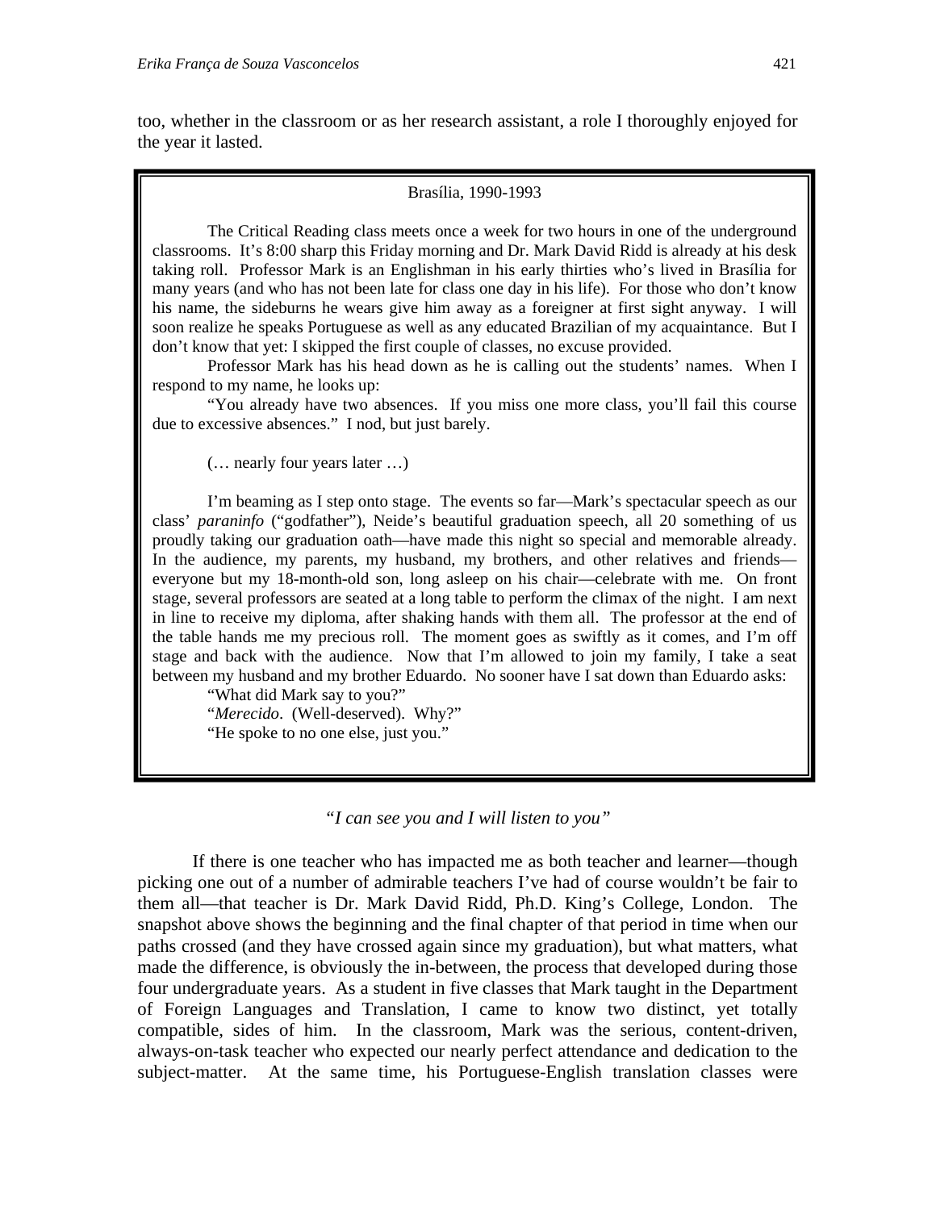too, whether in the classroom or as her research assistant, a role I thoroughly enjoyed for the year it lasted.

> Brasília, 1990-1993
>
> The Critical Reading class meets once a week for two hours in one of the underground classrooms. It's 8:00 sharp this Friday morning and Dr. Mark David Ridd is already at his desk taking roll. Professor Mark is an Englishman in his early thirties who's lived in Brasília for many years (and who has not been late for class one day in his life). For those who don't know his name, the sideburns he wears give him away as a foreigner at first sight anyway. I will soon realize he speaks Portuguese as well as any educated Brazilian of my acquaintance. But I don't know that yet: I skipped the first couple of classes, no excuse provided.
>
> Professor Mark has his head down as he is calling out the students' names. When I respond to my name, he looks up:
>
> "You already have two absences. If you miss one more class, you'll fail this course due to excessive absences." I nod, but just barely.
>
> (… nearly four years later …)
>
> I'm beaming as I step onto stage. The events so far—Mark's spectacular speech as our class' *paraninfo* ("godfather"), Neide's beautiful graduation speech, all 20 something of us proudly taking our graduation oath—have made this night so special and memorable already. In the audience, my parents, my husband, my brothers, and other relatives and friends—everyone but my 18-month-old son, long asleep on his chair—celebrate with me. On front stage, several professors are seated at a long table to perform the climax of the night. I am next in line to receive my diploma, after shaking hands with them all. The professor at the end of the table hands me my precious roll. The moment goes as swiftly as it comes, and I'm off stage and back with the audience. Now that I'm allowed to join my family, I take a seat between my husband and my brother Eduardo. No sooner have I sat down than Eduardo asks:
>
> "What did Mark say to you?"
>
> "*Merecido*. (Well-deserved). Why?"
>
> "He spoke to no one else, just you."

*"I can see you and I will listen to you"*

If there is one teacher who has impacted me as both teacher and learner—though picking one out of a number of admirable teachers I've had of course wouldn't be fair to them all—that teacher is Dr. Mark David Ridd, Ph.D. King's College, London. The snapshot above shows the beginning and the final chapter of that period in time when our paths crossed (and they have crossed again since my graduation), but what matters, what made the difference, is obviously the in-between, the process that developed during those four undergraduate years. As a student in five classes that Mark taught in the Department of Foreign Languages and Translation, I came to know two distinct, yet totally compatible, sides of him. In the classroom, Mark was the serious, content-driven, always-on-task teacher who expected our nearly perfect attendance and dedication to the subject-matter. At the same time, his Portuguese-English translation classes were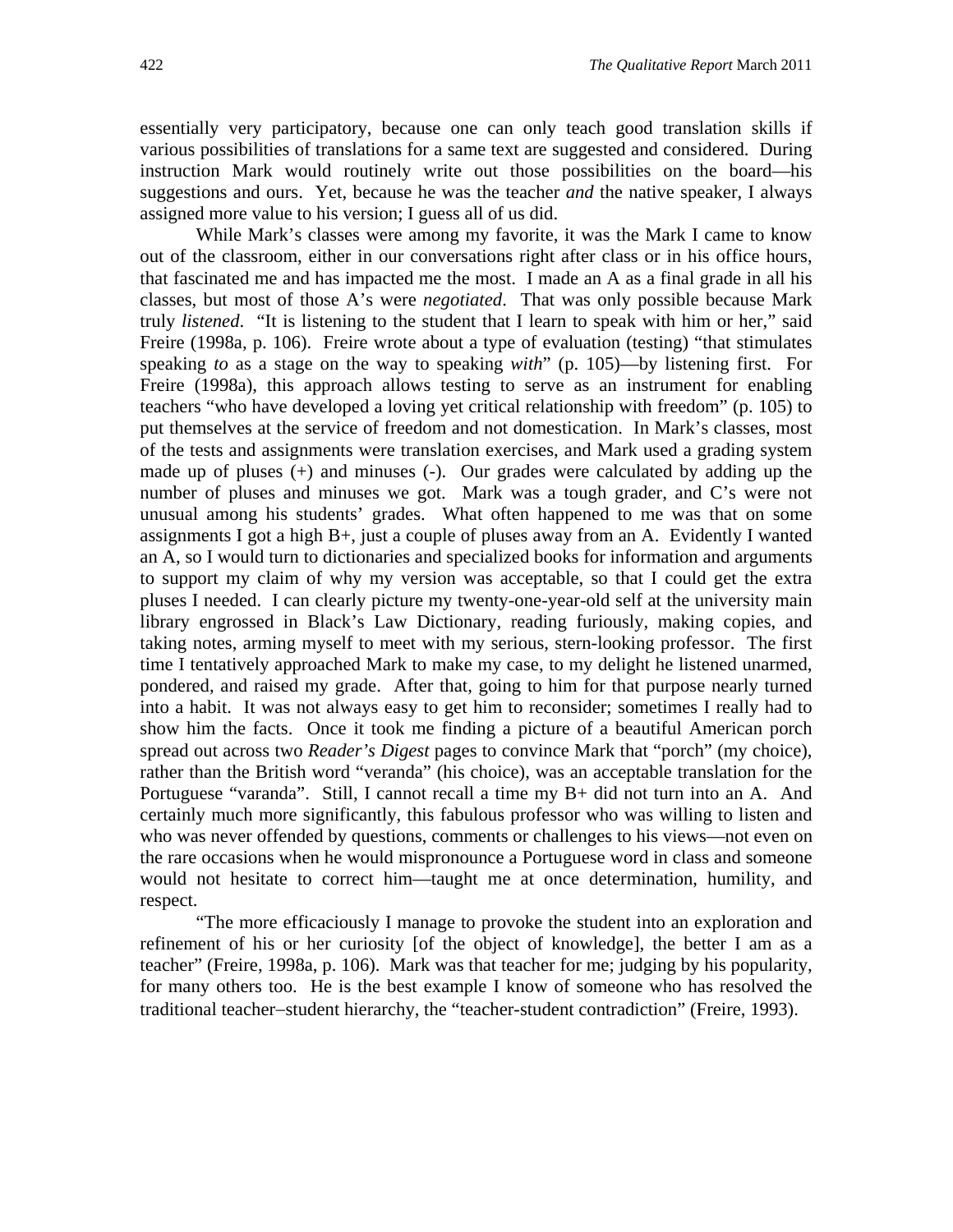essentially very participatory, because one can only teach good translation skills if various possibilities of translations for a same text are suggested and considered. During instruction Mark would routinely write out those possibilities on the board—his suggestions and ours. Yet, because he was the teacher *and* the native speaker, I always assigned more value to his version; I guess all of us did.

While Mark's classes were among my favorite, it was the Mark I came to know out of the classroom, either in our conversations right after class or in his office hours, that fascinated me and has impacted me the most. I made an A as a final grade in all his classes, but most of those A's were *negotiated*. That was only possible because Mark truly *listened*. "It is listening to the student that I learn to speak with him or her," said Freire (1998a, p. 106). Freire wrote about a type of evaluation (testing) "that stimulates speaking *to* as a stage on the way to speaking *with*" (p. 105)—by listening first. For Freire (1998a), this approach allows testing to serve as an instrument for enabling teachers "who have developed a loving yet critical relationship with freedom" (p. 105) to put themselves at the service of freedom and not domestication. In Mark's classes, most of the tests and assignments were translation exercises, and Mark used a grading system made up of pluses (+) and minuses (-). Our grades were calculated by adding up the number of pluses and minuses we got. Mark was a tough grader, and C's were not unusual among his students' grades. What often happened to me was that on some assignments I got a high B+, just a couple of pluses away from an A. Evidently I wanted an A, so I would turn to dictionaries and specialized books for information and arguments to support my claim of why my version was acceptable, so that I could get the extra pluses I needed. I can clearly picture my twenty-one-year-old self at the university main library engrossed in Black's Law Dictionary, reading furiously, making copies, and taking notes, arming myself to meet with my serious, stern-looking professor. The first time I tentatively approached Mark to make my case, to my delight he listened unarmed, pondered, and raised my grade. After that, going to him for that purpose nearly turned into a habit. It was not always easy to get him to reconsider; sometimes I really had to show him the facts. Once it took me finding a picture of a beautiful American porch spread out across two *Reader's Digest* pages to convince Mark that "porch" (my choice), rather than the British word "veranda" (his choice), was an acceptable translation for the Portuguese "varanda". Still, I cannot recall a time my B+ did not turn into an A. And certainly much more significantly, this fabulous professor who was willing to listen and who was never offended by questions, comments or challenges to his views—not even on the rare occasions when he would mispronounce a Portuguese word in class and someone would not hesitate to correct him—taught me at once determination, humility, and respect.

"The more efficaciously I manage to provoke the student into an exploration and refinement of his or her curiosity [of the object of knowledge], the better I am as a teacher" (Freire, 1998a, p. 106). Mark was that teacher for me; judging by his popularity, for many others too. He is the best example I know of someone who has resolved the traditional teacher−student hierarchy, the "teacher-student contradiction" (Freire, 1993).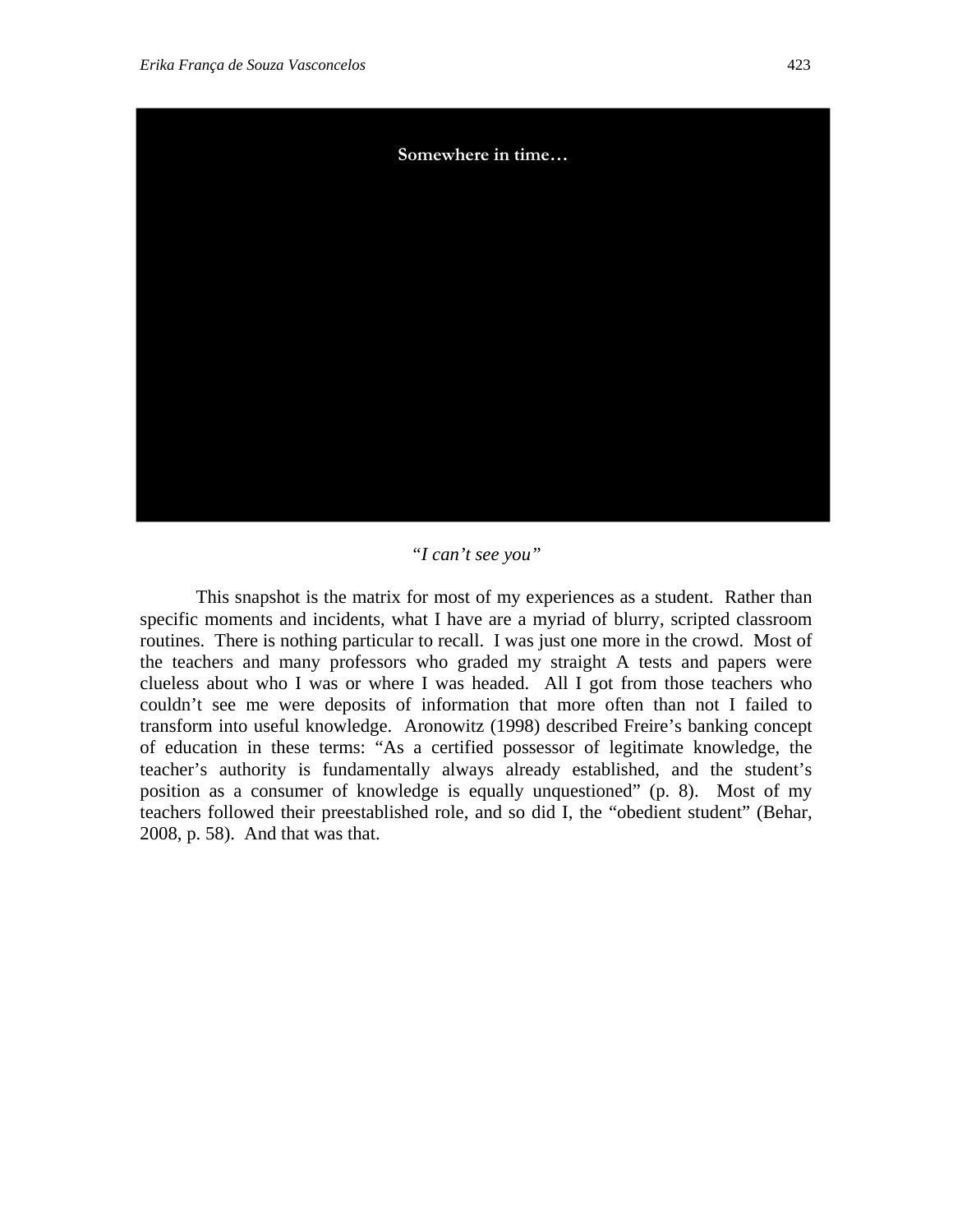Somewhere in time…

*"I can't see you"*

This snapshot is the matrix for most of my experiences as a student. Rather than specific moments and incidents, what I have are a myriad of blurry, scripted classroom routines. There is nothing particular to recall. I was just one more in the crowd. Most of the teachers and many professors who graded my straight A tests and papers were clueless about who I was or where I was headed. All I got from those teachers who couldn't see me were deposits of information that more often than not I failed to transform into useful knowledge. Aronowitz (1998) described Freire's banking concept of education in these terms: "As a certified possessor of legitimate knowledge, the teacher's authority is fundamentally always already established, and the student's position as a consumer of knowledge is equally unquestioned" (p. 8). Most of my teachers followed their preestablished role, and so did I, the "obedient student" (Behar, 2008, p. 58). And that was that.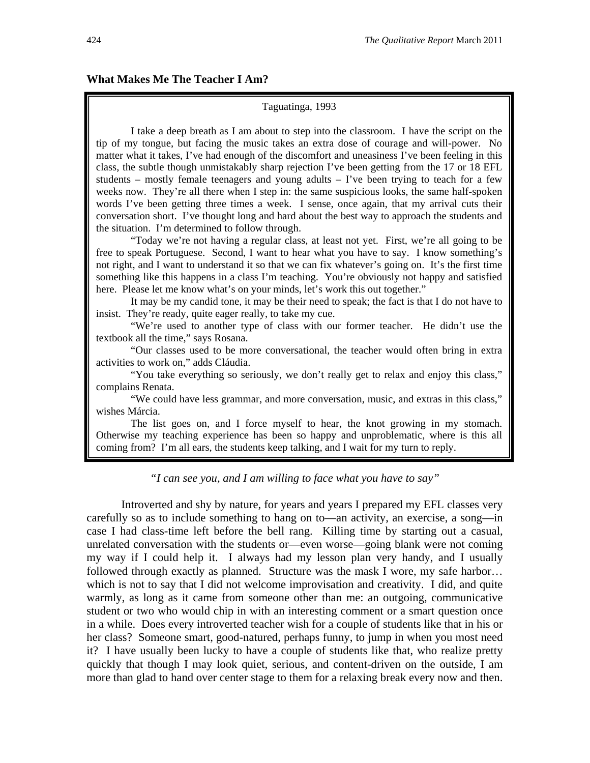**What Makes Me The Teacher I Am?**

> Taguatinga, 1993
>
> I take a deep breath as I am about to step into the classroom. I have the script on the tip of my tongue, but facing the music takes an extra dose of courage and will-power. No matter what it takes, I've had enough of the discomfort and uneasiness I've been feeling in this class, the subtle though unmistakably sharp rejection I've been getting from the 17 or 18 EFL students – mostly female teenagers and young adults – I've been trying to teach for a few weeks now. They're all there when I step in: the same suspicious looks, the same half-spoken words I've been getting three times a week. I sense, once again, that my arrival cuts their conversation short. I've thought long and hard about the best way to approach the students and the situation. I'm determined to follow through.
>
> "Today we're not having a regular class, at least not yet. First, we're all going to be free to speak Portuguese. Second, I want to hear what you have to say. I know something's not right, and I want to understand it so that we can fix whatever's going on. It's the first time something like this happens in a class I'm teaching. You're obviously not happy and satisfied here. Please let me know what's on your minds, let's work this out together."
>
> It may be my candid tone, it may be their need to speak; the fact is that I do not have to insist. They're ready, quite eager really, to take my cue.
>
> "We're used to another type of class with our former teacher. He didn't use the textbook all the time," says Rosana.
>
> "Our classes used to be more conversational, the teacher would often bring in extra activities to work on," adds Cláudia.
>
> "You take everything so seriously, we don't really get to relax and enjoy this class," complains Renata.
>
> "We could have less grammar, and more conversation, music, and extras in this class," wishes Márcia.
>
> The list goes on, and I force myself to hear, the knot growing in my stomach. Otherwise my teaching experience has been so happy and unproblematic, where is this all coming from? I'm all ears, the students keep talking, and I wait for my turn to reply.

*"I can see you, and I am willing to face what you have to say"*

Introverted and shy by nature, for years and years I prepared my EFL classes very carefully so as to include something to hang on to—an activity, an exercise, a song—in case I had class-time left before the bell rang. Killing time by starting out a casual, unrelated conversation with the students or—even worse—going blank were not coming my way if I could help it. I always had my lesson plan very handy, and I usually followed through exactly as planned. Structure was the mask I wore, my safe harbor… which is not to say that I did not welcome improvisation and creativity. I did, and quite warmly, as long as it came from someone other than me: an outgoing, communicative student or two who would chip in with an interesting comment or a smart question once in a while. Does every introverted teacher wish for a couple of students like that in his or her class? Someone smart, good-natured, perhaps funny, to jump in when you most need it? I have usually been lucky to have a couple of students like that, who realize pretty quickly that though I may look quiet, serious, and content-driven on the outside, I am more than glad to hand over center stage to them for a relaxing break every now and then.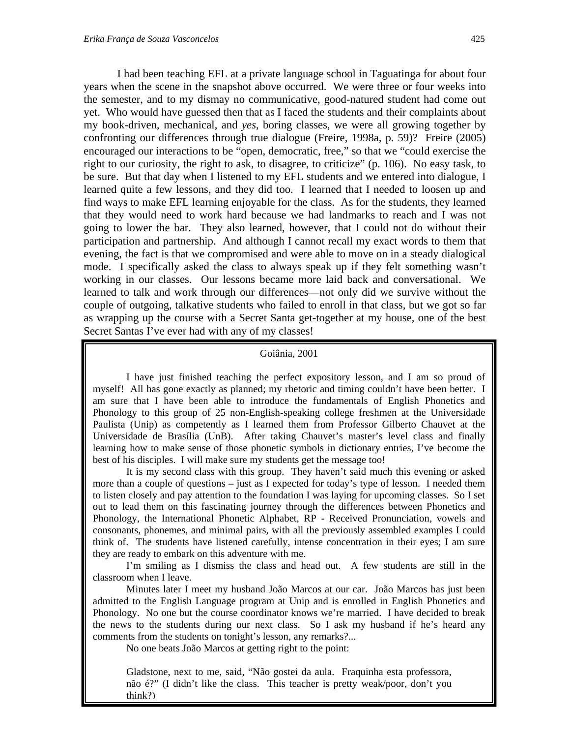I had been teaching EFL at a private language school in Taguatinga for about four years when the scene in the snapshot above occurred. We were three or four weeks into the semester, and to my dismay no communicative, good-natured student had come out yet. Who would have guessed then that as I faced the students and their complaints about my book-driven, mechanical, and *yes*, boring classes, we were all growing together by confronting our differences through true dialogue (Freire, 1998a, p. 59)? Freire (2005) encouraged our interactions to be "open, democratic, free," so that we "could exercise the right to our curiosity, the right to ask, to disagree, to criticize" (p. 106). No easy task, to be sure. But that day when I listened to my EFL students and we entered into dialogue, I learned quite a few lessons, and they did too. I learned that I needed to loosen up and find ways to make EFL learning enjoyable for the class. As for the students, they learned that they would need to work hard because we had landmarks to reach and I was not going to lower the bar. They also learned, however, that I could not do without their participation and partnership. And although I cannot recall my exact words to them that evening, the fact is that we compromised and were able to move on in a steady dialogical mode. I specifically asked the class to always speak up if they felt something wasn't working in our classes. Our lessons became more laid back and conversational. We learned to talk and work through our differences—not only did we survive without the couple of outgoing, talkative students who failed to enroll in that class, but we got so far as wrapping up the course with a Secret Santa get-together at my house, one of the best Secret Santas I've ever had with any of my classes!

Goiânia, 2001

I have just finished teaching the perfect expository lesson, and I am so proud of myself! All has gone exactly as planned; my rhetoric and timing couldn't have been better. I am sure that I have been able to introduce the fundamentals of English Phonetics and Phonology to this group of 25 non-English-speaking college freshmen at the Universidade Paulista (Unip) as competently as I learned them from Professor Gilberto Chauvet at the Universidade de Brasília (UnB). After taking Chauvet's master's level class and finally learning how to make sense of those phonetic symbols in dictionary entries, I've become the best of his disciples. I will make sure my students get the message too!

It is my second class with this group. They haven't said much this evening or asked more than a couple of questions – just as I expected for today's type of lesson. I needed them to listen closely and pay attention to the foundation I was laying for upcoming classes. So I set out to lead them on this fascinating journey through the differences between Phonetics and Phonology, the International Phonetic Alphabet, RP - Received Pronunciation, vowels and consonants, phonemes, and minimal pairs, with all the previously assembled examples I could think of. The students have listened carefully, intense concentration in their eyes; I am sure they are ready to embark on this adventure with me.

I'm smiling as I dismiss the class and head out. A few students are still in the classroom when I leave.

Minutes later I meet my husband João Marcos at our car. João Marcos has just been admitted to the English Language program at Unip and is enrolled in English Phonetics and Phonology. No one but the course coordinator knows we're married. I have decided to break the news to the students during our next class. So I ask my husband if he's heard any comments from the students on tonight's lesson, any remarks?...

No one beats João Marcos at getting right to the point:

> Gladstone, next to me, said, "Não gostei da aula. Fraquinha esta professora, não é?" (I didn't like the class. This teacher is pretty weak/poor, don't you think?)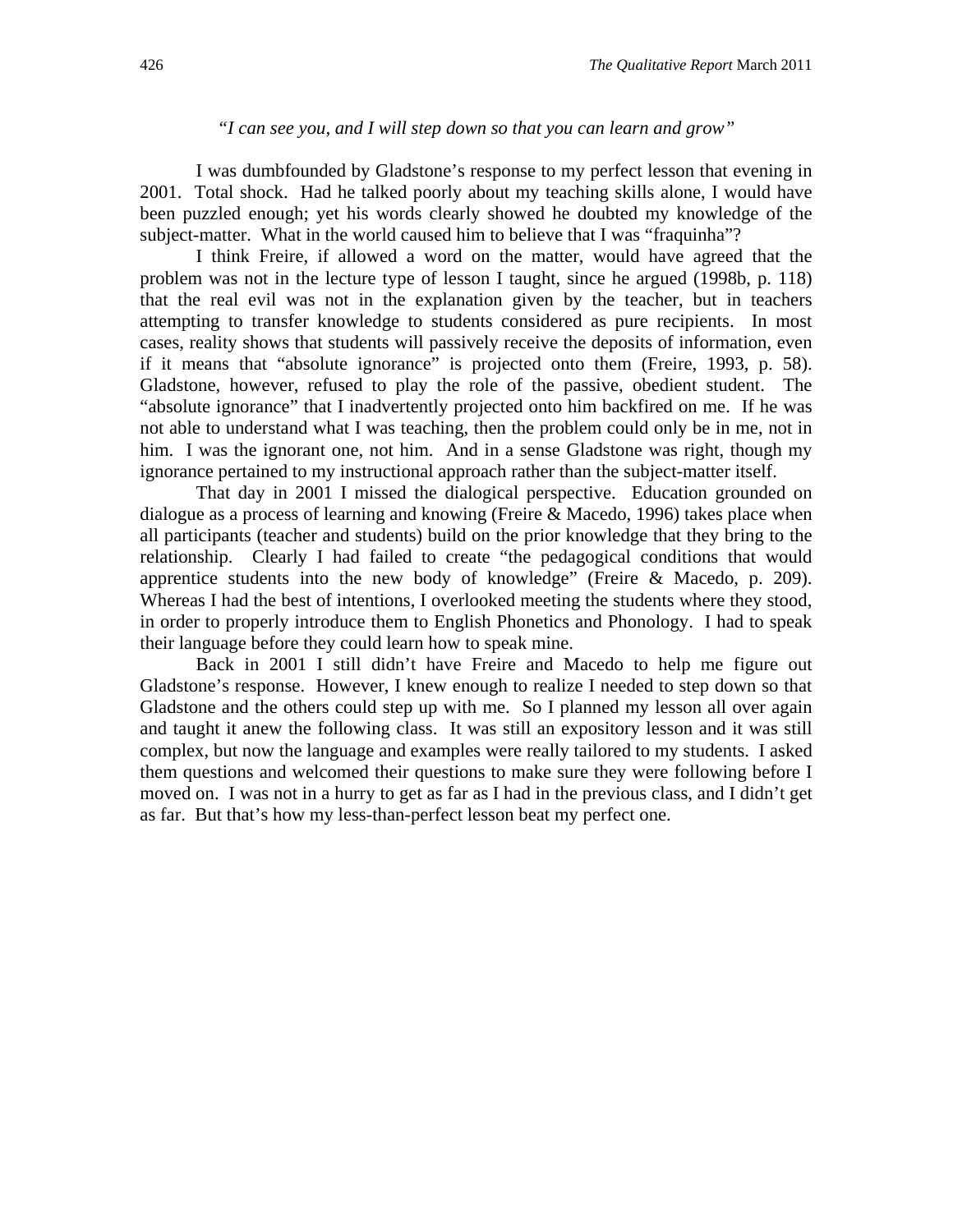*"I can see you, and I will step down so that you can learn and grow"*

I was dumbfounded by Gladstone's response to my perfect lesson that evening in 2001. Total shock. Had he talked poorly about my teaching skills alone, I would have been puzzled enough; yet his words clearly showed he doubted my knowledge of the subject-matter. What in the world caused him to believe that I was "fraquinha"?

I think Freire, if allowed a word on the matter, would have agreed that the problem was not in the lecture type of lesson I taught, since he argued (1998b, p. 118) that the real evil was not in the explanation given by the teacher, but in teachers attempting to transfer knowledge to students considered as pure recipients. In most cases, reality shows that students will passively receive the deposits of information, even if it means that "absolute ignorance" is projected onto them (Freire, 1993, p. 58). Gladstone, however, refused to play the role of the passive, obedient student. The "absolute ignorance" that I inadvertently projected onto him backfired on me. If he was not able to understand what I was teaching, then the problem could only be in me, not in him. I was the ignorant one, not him. And in a sense Gladstone was right, though my ignorance pertained to my instructional approach rather than the subject-matter itself.

That day in 2001 I missed the dialogical perspective. Education grounded on dialogue as a process of learning and knowing (Freire & Macedo, 1996) takes place when all participants (teacher and students) build on the prior knowledge that they bring to the relationship. Clearly I had failed to create "the pedagogical conditions that would apprentice students into the new body of knowledge" (Freire & Macedo, p. 209). Whereas I had the best of intentions, I overlooked meeting the students where they stood, in order to properly introduce them to English Phonetics and Phonology. I had to speak their language before they could learn how to speak mine.

Back in 2001 I still didn't have Freire and Macedo to help me figure out Gladstone's response. However, I knew enough to realize I needed to step down so that Gladstone and the others could step up with me. So I planned my lesson all over again and taught it anew the following class. It was still an expository lesson and it was still complex, but now the language and examples were really tailored to my students. I asked them questions and welcomed their questions to make sure they were following before I moved on. I was not in a hurry to get as far as I had in the previous class, and I didn't get as far. But that's how my less-than-perfect lesson beat my perfect one.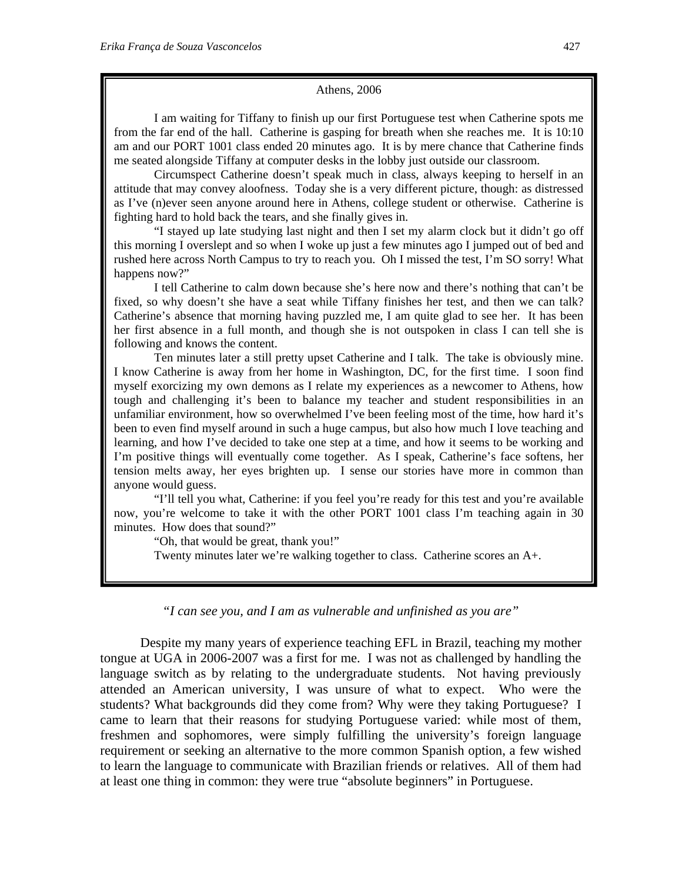Athens, 2006

I am waiting for Tiffany to finish up our first Portuguese test when Catherine spots me from the far end of the hall. Catherine is gasping for breath when she reaches me. It is 10:10 am and our PORT 1001 class ended 20 minutes ago. It is by mere chance that Catherine finds me seated alongside Tiffany at computer desks in the lobby just outside our classroom.

Circumspect Catherine doesn't speak much in class, always keeping to herself in an attitude that may convey aloofness. Today she is a very different picture, though: as distressed as I've (n)ever seen anyone around here in Athens, college student or otherwise. Catherine is fighting hard to hold back the tears, and she finally gives in.

"I stayed up late studying last night and then I set my alarm clock but it didn't go off this morning I overslept and so when I woke up just a few minutes ago I jumped out of bed and rushed here across North Campus to try to reach you. Oh I missed the test, I'm SO sorry! What happens now?"

I tell Catherine to calm down because she's here now and there's nothing that can't be fixed, so why doesn't she have a seat while Tiffany finishes her test, and then we can talk? Catherine's absence that morning having puzzled me, I am quite glad to see her. It has been her first absence in a full month, and though she is not outspoken in class I can tell she is following and knows the content.

Ten minutes later a still pretty upset Catherine and I talk. The take is obviously mine. I know Catherine is away from her home in Washington, DC, for the first time. I soon find myself exorcizing my own demons as I relate my experiences as a newcomer to Athens, how tough and challenging it's been to balance my teacher and student responsibilities in an unfamiliar environment, how so overwhelmed I've been feeling most of the time, how hard it's been to even find myself around in such a huge campus, but also how much I love teaching and learning, and how I've decided to take one step at a time, and how it seems to be working and I'm positive things will eventually come together. As I speak, Catherine's face softens, her tension melts away, her eyes brighten up. I sense our stories have more in common than anyone would guess.

"I'll tell you what, Catherine: if you feel you're ready for this test and you're available now, you're welcome to take it with the other PORT 1001 class I'm teaching again in 30 minutes. How does that sound?"

"Oh, that would be great, thank you!"

Twenty minutes later we're walking together to class. Catherine scores an A+.

*"I can see you, and I am as vulnerable and unfinished as you are"*

Despite my many years of experience teaching EFL in Brazil, teaching my mother tongue at UGA in 2006-2007 was a first for me. I was not as challenged by handling the language switch as by relating to the undergraduate students. Not having previously attended an American university, I was unsure of what to expect. Who were the students? What backgrounds did they come from? Why were they taking Portuguese? I came to learn that their reasons for studying Portuguese varied: while most of them, freshmen and sophomores, were simply fulfilling the university's foreign language requirement or seeking an alternative to the more common Spanish option, a few wished to learn the language to communicate with Brazilian friends or relatives. All of them had at least one thing in common: they were true "absolute beginners" in Portuguese.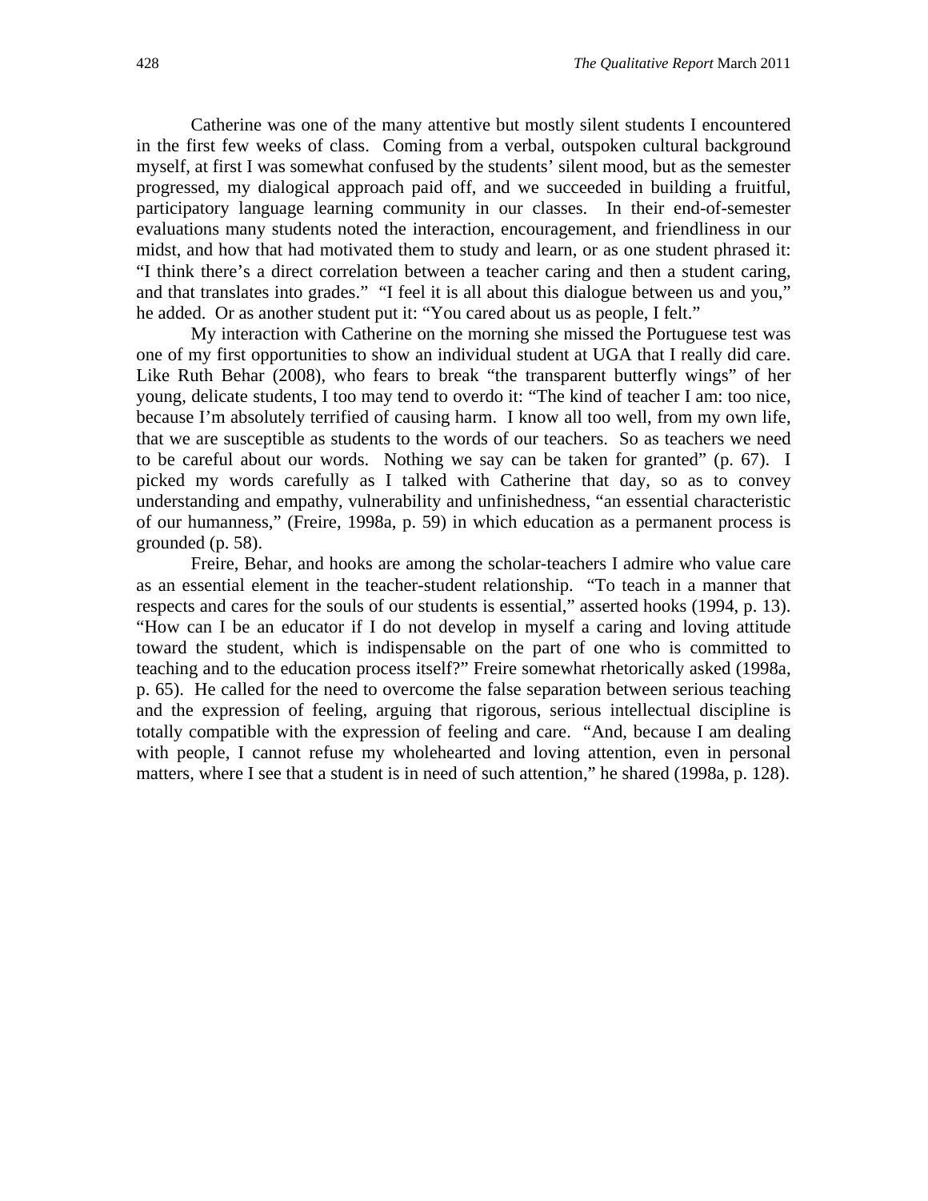Catherine was one of the many attentive but mostly silent students I encountered in the first few weeks of class. Coming from a verbal, outspoken cultural background myself, at first I was somewhat confused by the students' silent mood, but as the semester progressed, my dialogical approach paid off, and we succeeded in building a fruitful, participatory language learning community in our classes. In their end-of-semester evaluations many students noted the interaction, encouragement, and friendliness in our midst, and how that had motivated them to study and learn, or as one student phrased it: "I think there's a direct correlation between a teacher caring and then a student caring, and that translates into grades." "I feel it is all about this dialogue between us and you," he added. Or as another student put it: "You cared about us as people, I felt."

My interaction with Catherine on the morning she missed the Portuguese test was one of my first opportunities to show an individual student at UGA that I really did care. Like Ruth Behar (2008), who fears to break "the transparent butterfly wings" of her young, delicate students, I too may tend to overdo it: "The kind of teacher I am: too nice, because I'm absolutely terrified of causing harm. I know all too well, from my own life, that we are susceptible as students to the words of our teachers. So as teachers we need to be careful about our words. Nothing we say can be taken for granted" (p. 67). I picked my words carefully as I talked with Catherine that day, so as to convey understanding and empathy, vulnerability and unfinishedness, "an essential characteristic of our humanness," (Freire, 1998a, p. 59) in which education as a permanent process is grounded (p. 58).

Freire, Behar, and hooks are among the scholar-teachers I admire who value care as an essential element in the teacher-student relationship. "To teach in a manner that respects and cares for the souls of our students is essential," asserted hooks (1994, p. 13). "How can I be an educator if I do not develop in myself a caring and loving attitude toward the student, which is indispensable on the part of one who is committed to teaching and to the education process itself?" Freire somewhat rhetorically asked (1998a, p. 65). He called for the need to overcome the false separation between serious teaching and the expression of feeling, arguing that rigorous, serious intellectual discipline is totally compatible with the expression of feeling and care. "And, because I am dealing with people, I cannot refuse my wholehearted and loving attention, even in personal matters, where I see that a student is in need of such attention," he shared (1998a, p. 128).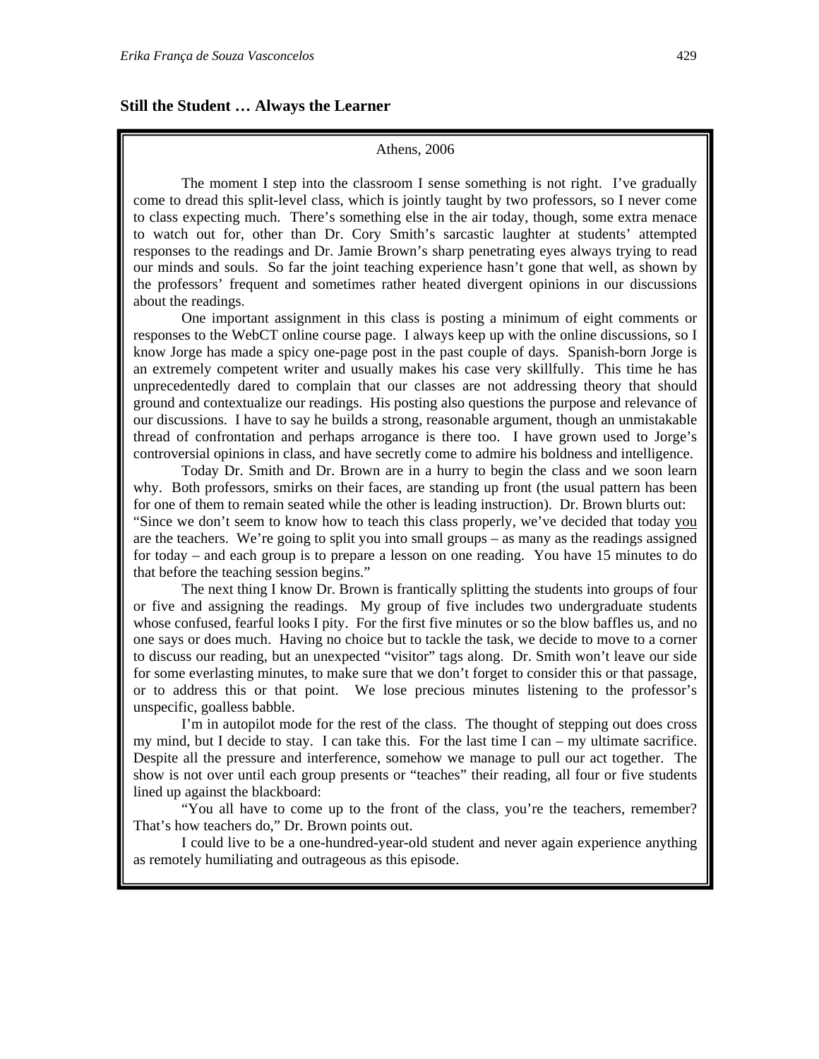**Still the Student … Always the Learner**

Athens, 2006

The moment I step into the classroom I sense something is not right. I've gradually come to dread this split-level class, which is jointly taught by two professors, so I never come to class expecting much. There's something else in the air today, though, some extra menace to watch out for, other than Dr. Cory Smith's sarcastic laughter at students' attempted responses to the readings and Dr. Jamie Brown's sharp penetrating eyes always trying to read our minds and souls. So far the joint teaching experience hasn't gone that well, as shown by the professors' frequent and sometimes rather heated divergent opinions in our discussions about the readings.

One important assignment in this class is posting a minimum of eight comments or responses to the WebCT online course page. I always keep up with the online discussions, so I know Jorge has made a spicy one-page post in the past couple of days. Spanish-born Jorge is an extremely competent writer and usually makes his case very skillfully. This time he has unprecedentedly dared to complain that our classes are not addressing theory that should ground and contextualize our readings. His posting also questions the purpose and relevance of our discussions. I have to say he builds a strong, reasonable argument, though an unmistakable thread of confrontation and perhaps arrogance is there too. I have grown used to Jorge's controversial opinions in class, and have secretly come to admire his boldness and intelligence.

Today Dr. Smith and Dr. Brown are in a hurry to begin the class and we soon learn why. Both professors, smirks on their faces, are standing up front (the usual pattern has been for one of them to remain seated while the other is leading instruction). Dr. Brown blurts out: "Since we don't seem to know how to teach this class properly, we've decided that today <u>you</u> are the teachers. We're going to split you into small groups – as many as the readings assigned for today – and each group is to prepare a lesson on one reading. You have 15 minutes to do that before the teaching session begins."

The next thing I know Dr. Brown is frantically splitting the students into groups of four or five and assigning the readings. My group of five includes two undergraduate students whose confused, fearful looks I pity. For the first five minutes or so the blow baffles us, and no one says or does much. Having no choice but to tackle the task, we decide to move to a corner to discuss our reading, but an unexpected "visitor" tags along. Dr. Smith won't leave our side for some everlasting minutes, to make sure that we don't forget to consider this or that passage, or to address this or that point. We lose precious minutes listening to the professor's unspecific, goalless babble.

I'm in autopilot mode for the rest of the class. The thought of stepping out does cross my mind, but I decide to stay. I can take this. For the last time I can – my ultimate sacrifice. Despite all the pressure and interference, somehow we manage to pull our act together. The show is not over until each group presents or "teaches" their reading, all four or five students lined up against the blackboard:

"You all have to come up to the front of the class, you're the teachers, remember? That's how teachers do," Dr. Brown points out.

I could live to be a one-hundred-year-old student and never again experience anything as remotely humiliating and outrageous as this episode.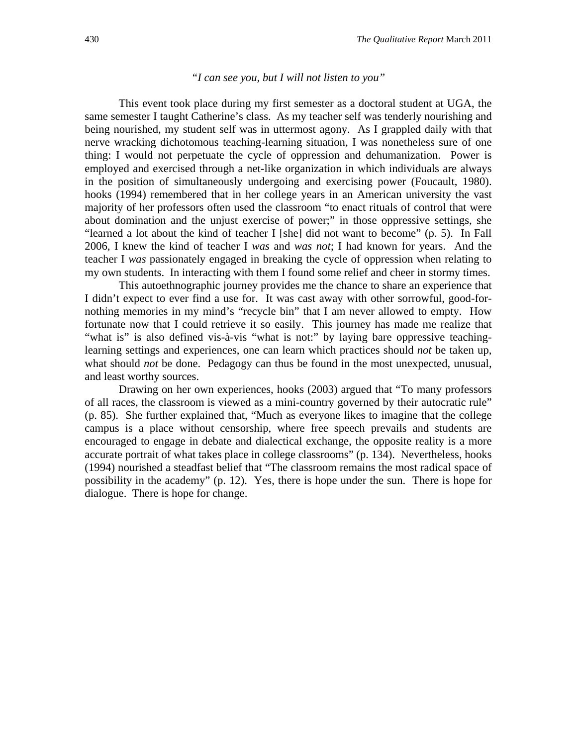*"I can see you, but I will not listen to you"*

This event took place during my first semester as a doctoral student at UGA, the same semester I taught Catherine's class. As my teacher self was tenderly nourishing and being nourished, my student self was in uttermost agony. As I grappled daily with that nerve wracking dichotomous teaching-learning situation, I was nonetheless sure of one thing: I would not perpetuate the cycle of oppression and dehumanization. Power is employed and exercised through a net-like organization in which individuals are always in the position of simultaneously undergoing and exercising power (Foucault, 1980). hooks (1994) remembered that in her college years in an American university the vast majority of her professors often used the classroom "to enact rituals of control that were about domination and the unjust exercise of power;" in those oppressive settings, she "learned a lot about the kind of teacher I [she] did not want to become" (p. 5). In Fall 2006, I knew the kind of teacher I *was* and *was not*; I had known for years. And the teacher I *was* passionately engaged in breaking the cycle of oppression when relating to my own students. In interacting with them I found some relief and cheer in stormy times.

This autoethnographic journey provides me the chance to share an experience that I didn't expect to ever find a use for. It was cast away with other sorrowful, good-for-nothing memories in my mind's "recycle bin" that I am never allowed to empty. How fortunate now that I could retrieve it so easily. This journey has made me realize that "what is" is also defined vis-à-vis "what is not:" by laying bare oppressive teaching-learning settings and experiences, one can learn which practices should *not* be taken up, what should *not* be done. Pedagogy can thus be found in the most unexpected, unusual, and least worthy sources.

Drawing on her own experiences, hooks (2003) argued that "To many professors of all races, the classroom is viewed as a mini-country governed by their autocratic rule" (p. 85). She further explained that, "Much as everyone likes to imagine that the college campus is a place without censorship, where free speech prevails and students are encouraged to engage in debate and dialectical exchange, the opposite reality is a more accurate portrait of what takes place in college classrooms" (p. 134). Nevertheless, hooks (1994) nourished a steadfast belief that "The classroom remains the most radical space of possibility in the academy" (p. 12). Yes, there is hope under the sun. There is hope for dialogue. There is hope for change.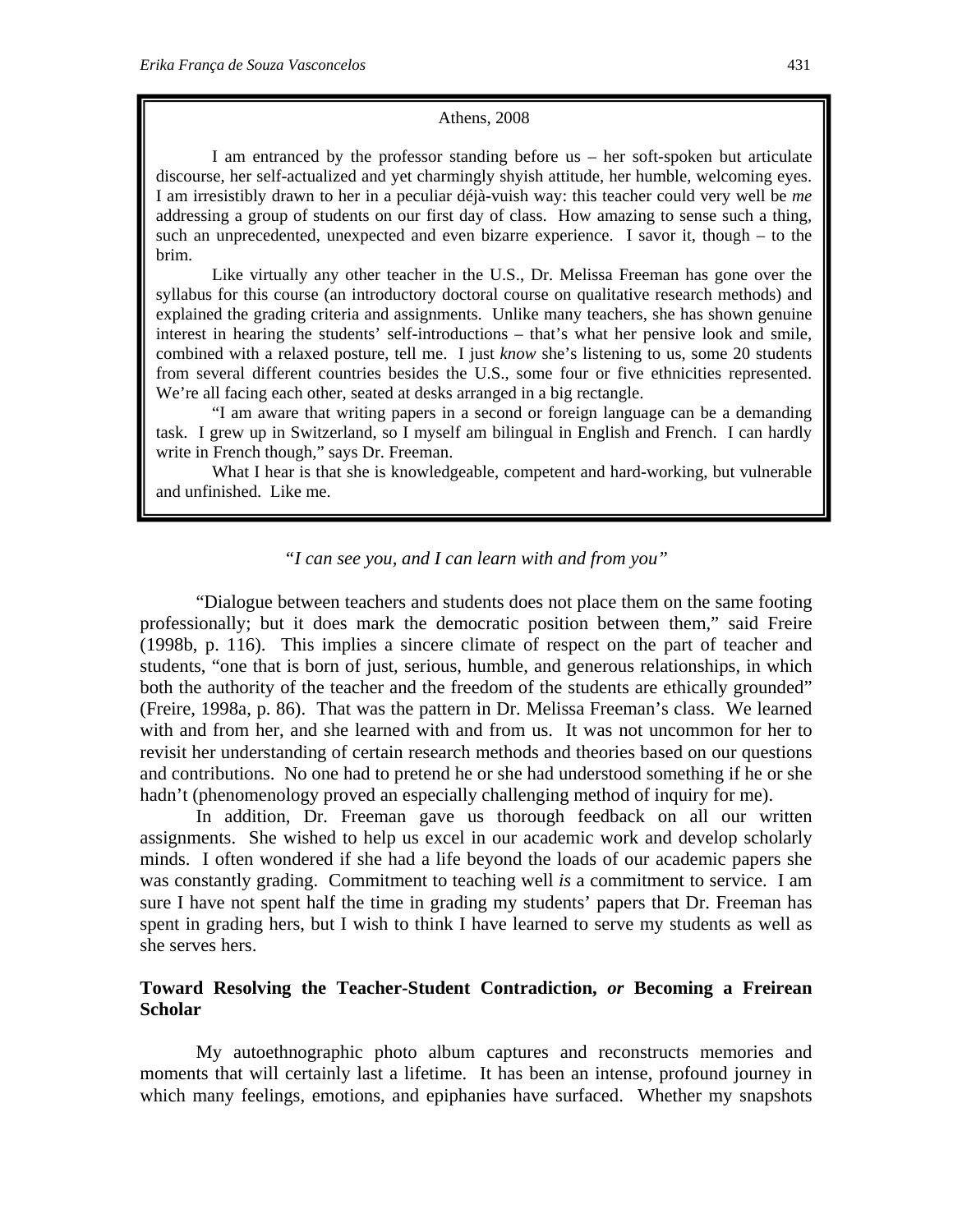Athens, 2008

I am entranced by the professor standing before us – her soft-spoken but articulate discourse, her self-actualized and yet charmingly shyish attitude, her humble, welcoming eyes. I am irresistibly drawn to her in a peculiar déjà-vuish way: this teacher could very well be *me* addressing a group of students on our first day of class. How amazing to sense such a thing, such an unprecedented, unexpected and even bizarre experience. I savor it, though – to the brim.

Like virtually any other teacher in the U.S., Dr. Melissa Freeman has gone over the syllabus for this course (an introductory doctoral course on qualitative research methods) and explained the grading criteria and assignments. Unlike many teachers, she has shown genuine interest in hearing the students' self-introductions – that's what her pensive look and smile, combined with a relaxed posture, tell me. I just *know* she's listening to us, some 20 students from several different countries besides the U.S., some four or five ethnicities represented. We're all facing each other, seated at desks arranged in a big rectangle.

"I am aware that writing papers in a second or foreign language can be a demanding task. I grew up in Switzerland, so I myself am bilingual in English and French. I can hardly write in French though," says Dr. Freeman.

What I hear is that she is knowledgeable, competent and hard-working, but vulnerable and unfinished. Like me.

*"I can see you, and I can learn with and from you"*

"Dialogue between teachers and students does not place them on the same footing professionally; but it does mark the democratic position between them," said Freire (1998b, p. 116). This implies a sincere climate of respect on the part of teacher and students, "one that is born of just, serious, humble, and generous relationships, in which both the authority of the teacher and the freedom of the students are ethically grounded" (Freire, 1998a, p. 86). That was the pattern in Dr. Melissa Freeman's class. We learned with and from her, and she learned with and from us. It was not uncommon for her to revisit her understanding of certain research methods and theories based on our questions and contributions. No one had to pretend he or she had understood something if he or she hadn't (phenomenology proved an especially challenging method of inquiry for me).

In addition, Dr. Freeman gave us thorough feedback on all our written assignments. She wished to help us excel in our academic work and develop scholarly minds. I often wondered if she had a life beyond the loads of our academic papers she was constantly grading. Commitment to teaching well *is* a commitment to service. I am sure I have not spent half the time in grading my students' papers that Dr. Freeman has spent in grading hers, but I wish to think I have learned to serve my students as well as she serves hers.

## Toward Resolving the Teacher-Student Contradiction, *or* Becoming a Freirean Scholar

My autoethnographic photo album captures and reconstructs memories and moments that will certainly last a lifetime. It has been an intense, profound journey in which many feelings, emotions, and epiphanies have surfaced. Whether my snapshots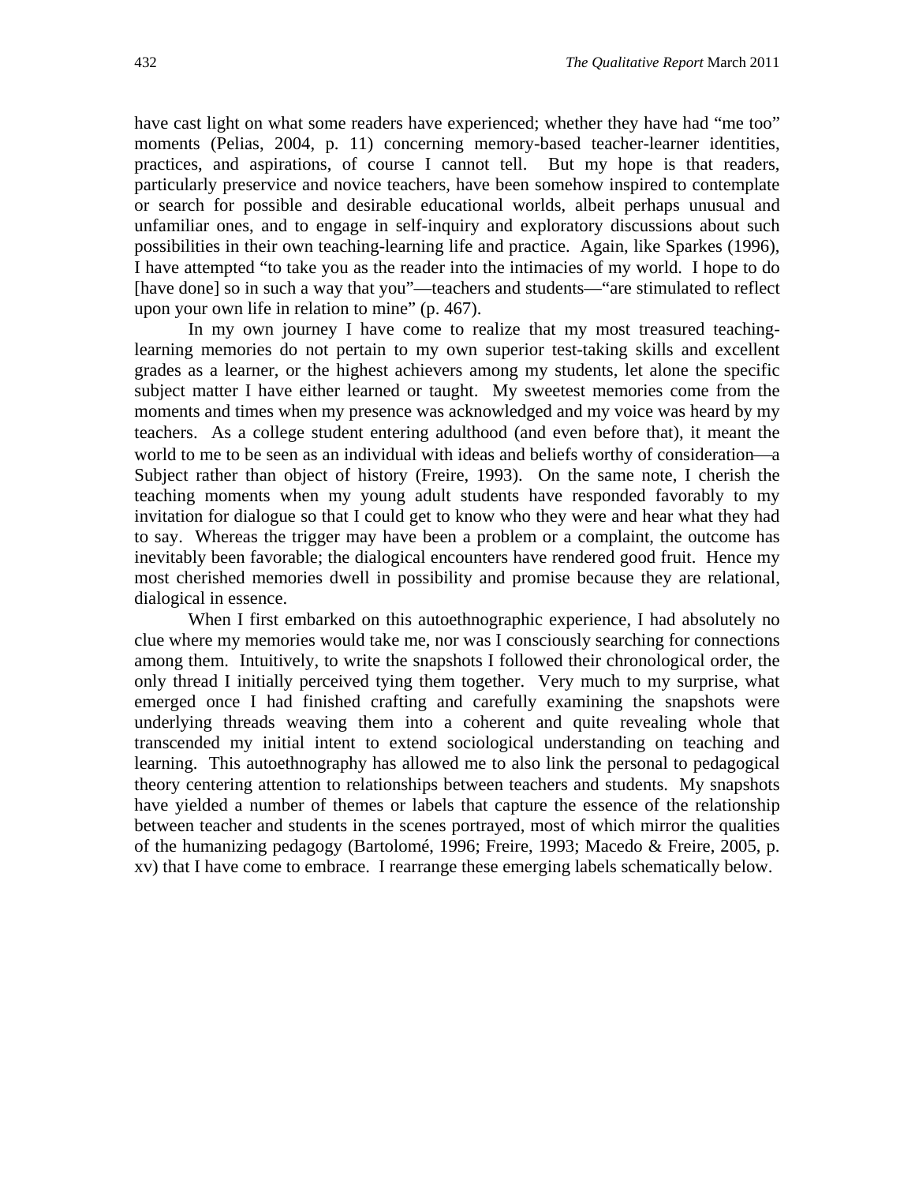have cast light on what some readers have experienced; whether they have had "me too" moments (Pelias, 2004, p. 11) concerning memory-based teacher-learner identities, practices, and aspirations, of course I cannot tell. But my hope is that readers, particularly preservice and novice teachers, have been somehow inspired to contemplate or search for possible and desirable educational worlds, albeit perhaps unusual and unfamiliar ones, and to engage in self-inquiry and exploratory discussions about such possibilities in their own teaching-learning life and practice. Again, like Sparkes (1996), I have attempted "to take you as the reader into the intimacies of my world. I hope to do [have done] so in such a way that you"—teachers and students—"are stimulated to reflect upon your own life in relation to mine" (p. 467).

In my own journey I have come to realize that my most treasured teaching-learning memories do not pertain to my own superior test-taking skills and excellent grades as a learner, or the highest achievers among my students, let alone the specific subject matter I have either learned or taught. My sweetest memories come from the moments and times when my presence was acknowledged and my voice was heard by my teachers. As a college student entering adulthood (and even before that), it meant the world to me to be seen as an individual with ideas and beliefs worthy of consideration—a Subject rather than object of history (Freire, 1993). On the same note, I cherish the teaching moments when my young adult students have responded favorably to my invitation for dialogue so that I could get to know who they were and hear what they had to say. Whereas the trigger may have been a problem or a complaint, the outcome has inevitably been favorable; the dialogical encounters have rendered good fruit. Hence my most cherished memories dwell in possibility and promise because they are relational, dialogical in essence.

When I first embarked on this autoethnographic experience, I had absolutely no clue where my memories would take me, nor was I consciously searching for connections among them. Intuitively, to write the snapshots I followed their chronological order, the only thread I initially perceived tying them together. Very much to my surprise, what emerged once I had finished crafting and carefully examining the snapshots were underlying threads weaving them into a coherent and quite revealing whole that transcended my initial intent to extend sociological understanding on teaching and learning. This autoethnography has allowed me to also link the personal to pedagogical theory centering attention to relationships between teachers and students. My snapshots have yielded a number of themes or labels that capture the essence of the relationship between teacher and students in the scenes portrayed, most of which mirror the qualities of the humanizing pedagogy (Bartolomé, 1996; Freire, 1993; Macedo & Freire, 2005, p. xv) that I have come to embrace. I rearrange these emerging labels schematically below.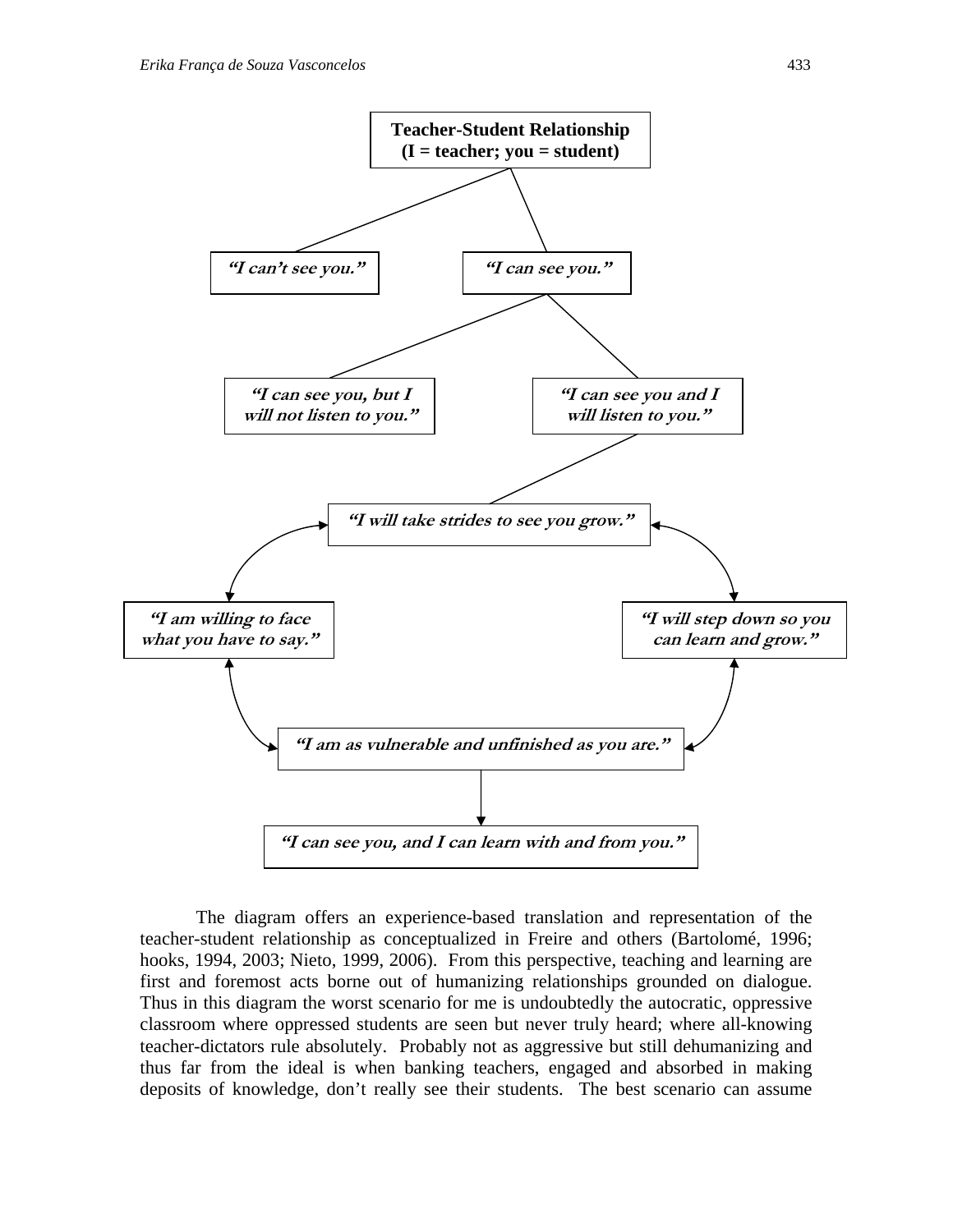**Teacher-Student Relationship**
**(I = teacher; you = student)**

- *"I can't see you."*
- *"I can see you."*
  - *"I can see you, but I will not listen to you."*
  - *"I can see you and I will listen to you."*
    - *"I will take strides to see you grow."*
      - *"I am willing to face what you have to say."*
      - *"I will step down so you can learn and grow."*
      - *"I am as vulnerable and unfinished as you are."*
        - *"I can see you, and I can learn with and from you."*

The diagram offers an experience-based translation and representation of the teacher-student relationship as conceptualized in Freire and others (Bartolomé, 1996; hooks, 1994, 2003; Nieto, 1999, 2006). From this perspective, teaching and learning are first and foremost acts borne out of humanizing relationships grounded on dialogue. Thus in this diagram the worst scenario for me is undoubtedly the autocratic, oppressive classroom where oppressed students are seen but never truly heard; where all-knowing teacher-dictators rule absolutely. Probably not as aggressive but still dehumanizing and thus far from the ideal is when banking teachers, engaged and absorbed in making deposits of knowledge, don't really see their students. The best scenario can assume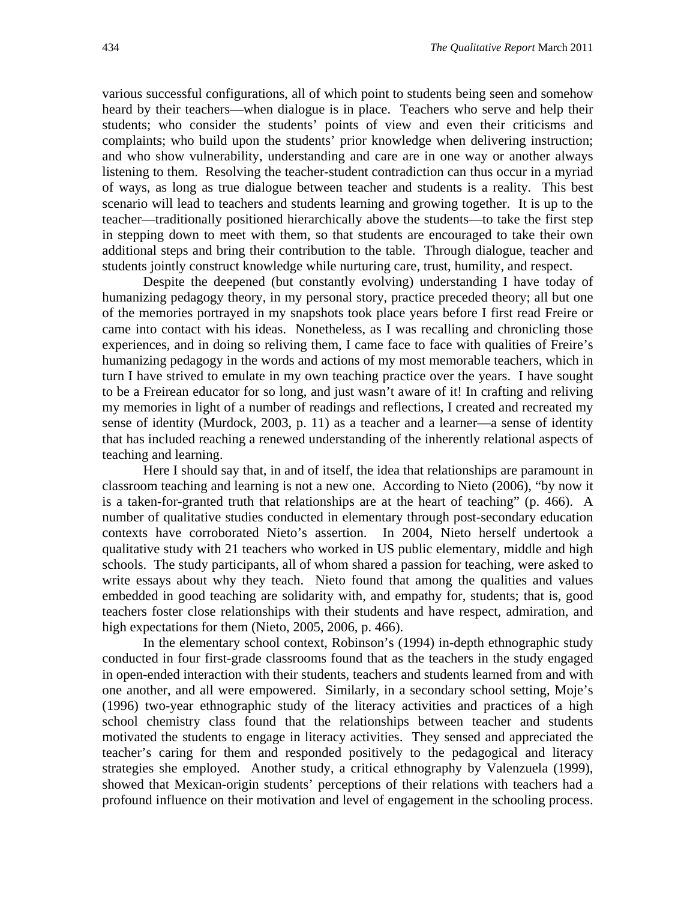various successful configurations, all of which point to students being seen and somehow heard by their teachers—when dialogue is in place. Teachers who serve and help their students; who consider the students' points of view and even their criticisms and complaints; who build upon the students' prior knowledge when delivering instruction; and who show vulnerability, understanding and care are in one way or another always listening to them. Resolving the teacher-student contradiction can thus occur in a myriad of ways, as long as true dialogue between teacher and students is a reality. This best scenario will lead to teachers and students learning and growing together. It is up to the teacher—traditionally positioned hierarchically above the students—to take the first step in stepping down to meet with them, so that students are encouraged to take their own additional steps and bring their contribution to the table. Through dialogue, teacher and students jointly construct knowledge while nurturing care, trust, humility, and respect.

Despite the deepened (but constantly evolving) understanding I have today of humanizing pedagogy theory, in my personal story, practice preceded theory; all but one of the memories portrayed in my snapshots took place years before I first read Freire or came into contact with his ideas. Nonetheless, as I was recalling and chronicling those experiences, and in doing so reliving them, I came face to face with qualities of Freire's humanizing pedagogy in the words and actions of my most memorable teachers, which in turn I have strived to emulate in my own teaching practice over the years. I have sought to be a Freirean educator for so long, and just wasn't aware of it! In crafting and reliving my memories in light of a number of readings and reflections, I created and recreated my sense of identity (Murdock, 2003, p. 11) as a teacher and a learner—a sense of identity that has included reaching a renewed understanding of the inherently relational aspects of teaching and learning.

Here I should say that, in and of itself, the idea that relationships are paramount in classroom teaching and learning is not a new one. According to Nieto (2006), "by now it is a taken-for-granted truth that relationships are at the heart of teaching" (p. 466). A number of qualitative studies conducted in elementary through post-secondary education contexts have corroborated Nieto's assertion. In 2004, Nieto herself undertook a qualitative study with 21 teachers who worked in US public elementary, middle and high schools. The study participants, all of whom shared a passion for teaching, were asked to write essays about why they teach. Nieto found that among the qualities and values embedded in good teaching are solidarity with, and empathy for, students; that is, good teachers foster close relationships with their students and have respect, admiration, and high expectations for them (Nieto, 2005, 2006, p. 466).

In the elementary school context, Robinson's (1994) in-depth ethnographic study conducted in four first-grade classrooms found that as the teachers in the study engaged in open-ended interaction with their students, teachers and students learned from and with one another, and all were empowered. Similarly, in a secondary school setting, Moje's (1996) two-year ethnographic study of the literacy activities and practices of a high school chemistry class found that the relationships between teacher and students motivated the students to engage in literacy activities. They sensed and appreciated the teacher's caring for them and responded positively to the pedagogical and literacy strategies she employed. Another study, a critical ethnography by Valenzuela (1999), showed that Mexican-origin students' perceptions of their relations with teachers had a profound influence on their motivation and level of engagement in the schooling process.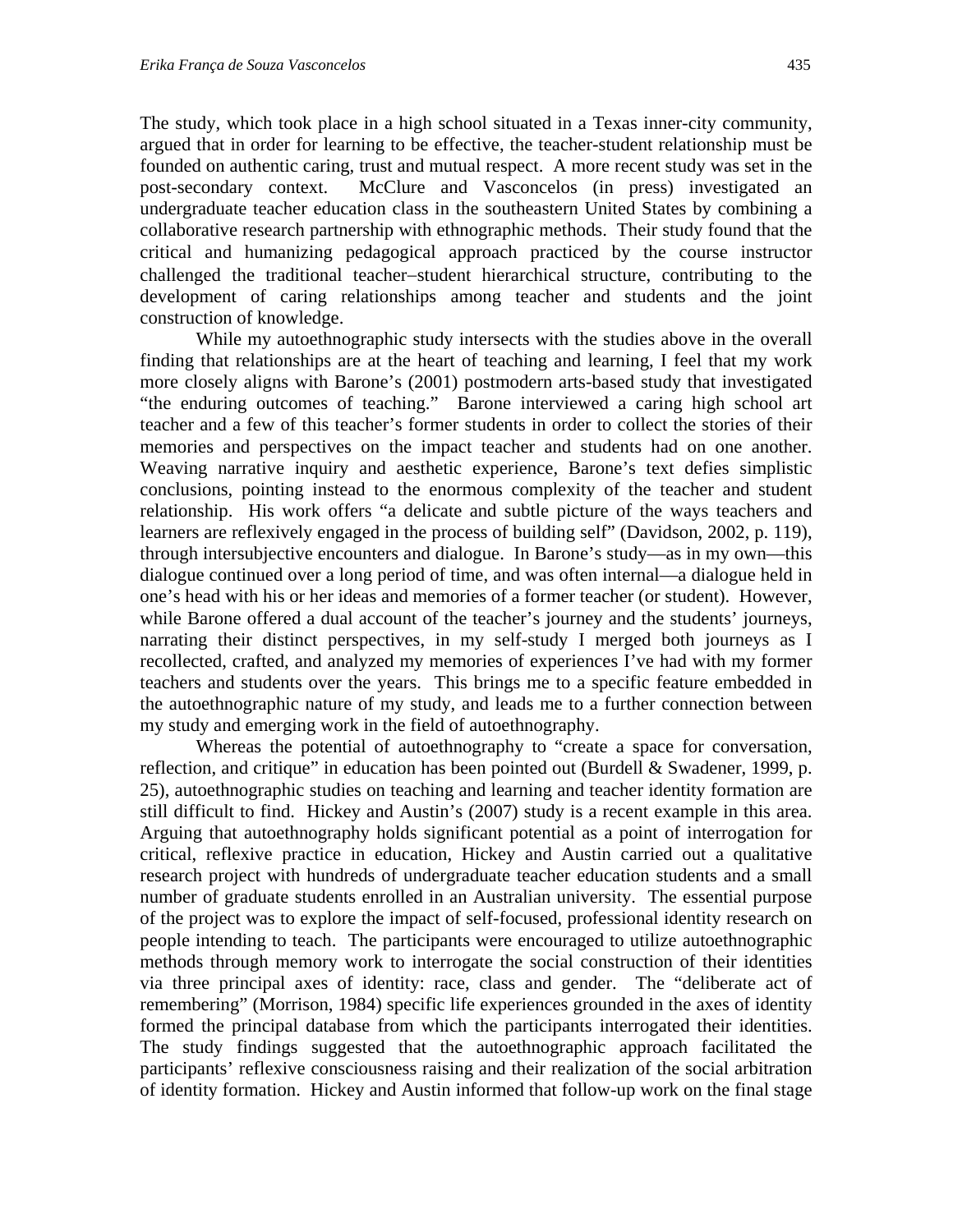The study, which took place in a high school situated in a Texas inner-city community, argued that in order for learning to be effective, the teacher-student relationship must be founded on authentic caring, trust and mutual respect. A more recent study was set in the post-secondary context. McClure and Vasconcelos (in press) investigated an undergraduate teacher education class in the southeastern United States by combining a collaborative research partnership with ethnographic methods. Their study found that the critical and humanizing pedagogical approach practiced by the course instructor challenged the traditional teacher–student hierarchical structure, contributing to the development of caring relationships among teacher and students and the joint construction of knowledge.

While my autoethnographic study intersects with the studies above in the overall finding that relationships are at the heart of teaching and learning, I feel that my work more closely aligns with Barone's (2001) postmodern arts-based study that investigated "the enduring outcomes of teaching." Barone interviewed a caring high school art teacher and a few of this teacher's former students in order to collect the stories of their memories and perspectives on the impact teacher and students had on one another. Weaving narrative inquiry and aesthetic experience, Barone's text defies simplistic conclusions, pointing instead to the enormous complexity of the teacher and student relationship. His work offers "a delicate and subtle picture of the ways teachers and learners are reflexively engaged in the process of building self" (Davidson, 2002, p. 119), through intersubjective encounters and dialogue. In Barone's study—as in my own—this dialogue continued over a long period of time, and was often internal—a dialogue held in one's head with his or her ideas and memories of a former teacher (or student). However, while Barone offered a dual account of the teacher's journey and the students' journeys, narrating their distinct perspectives, in my self-study I merged both journeys as I recollected, crafted, and analyzed my memories of experiences I've had with my former teachers and students over the years. This brings me to a specific feature embedded in the autoethnographic nature of my study, and leads me to a further connection between my study and emerging work in the field of autoethnography.

Whereas the potential of autoethnography to "create a space for conversation, reflection, and critique" in education has been pointed out (Burdell & Swadener, 1999, p. 25), autoethnographic studies on teaching and learning and teacher identity formation are still difficult to find. Hickey and Austin's (2007) study is a recent example in this area. Arguing that autoethnography holds significant potential as a point of interrogation for critical, reflexive practice in education, Hickey and Austin carried out a qualitative research project with hundreds of undergraduate teacher education students and a small number of graduate students enrolled in an Australian university. The essential purpose of the project was to explore the impact of self-focused, professional identity research on people intending to teach. The participants were encouraged to utilize autoethnographic methods through memory work to interrogate the social construction of their identities via three principal axes of identity: race, class and gender. The "deliberate act of remembering" (Morrison, 1984) specific life experiences grounded in the axes of identity formed the principal database from which the participants interrogated their identities. The study findings suggested that the autoethnographic approach facilitated the participants' reflexive consciousness raising and their realization of the social arbitration of identity formation. Hickey and Austin informed that follow-up work on the final stage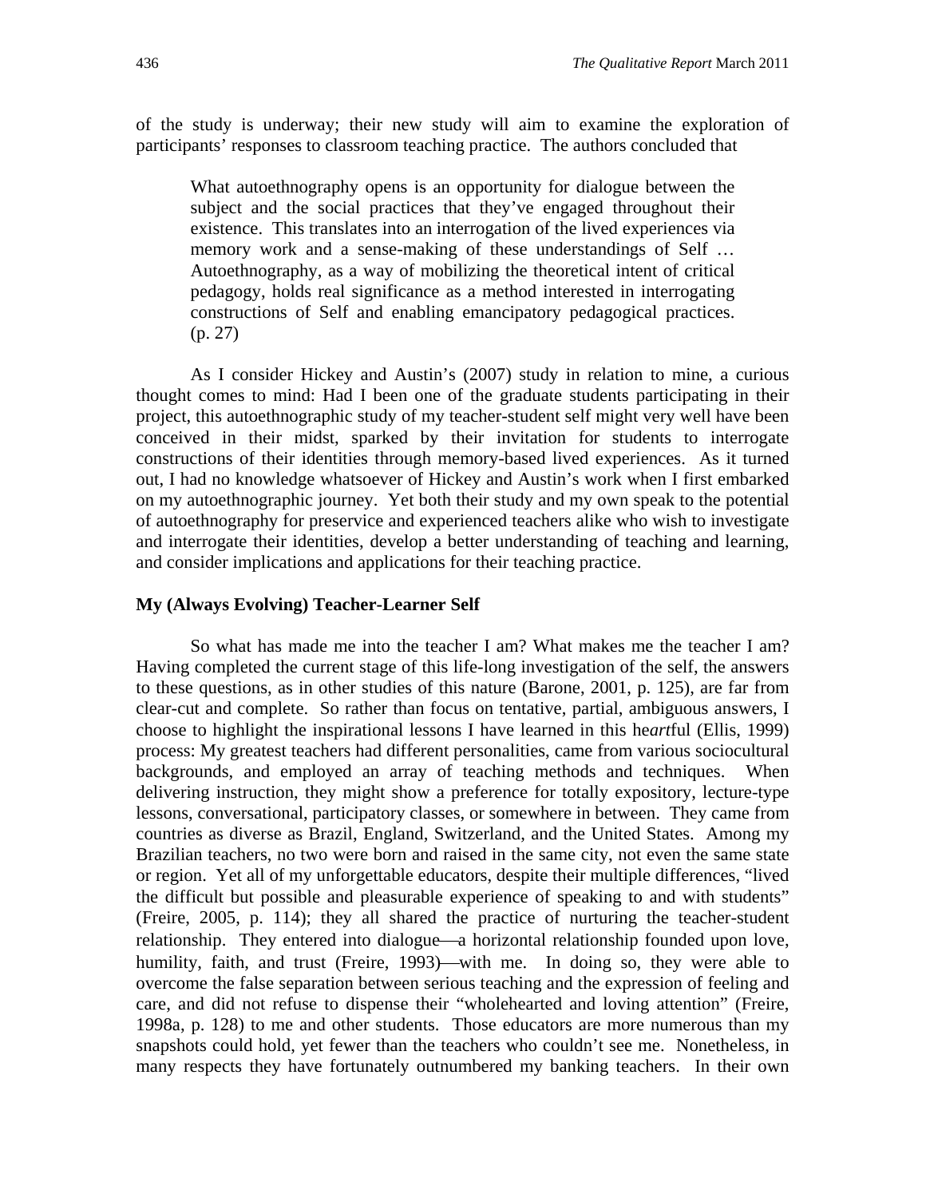of the study is underway; their new study will aim to examine the exploration of participants' responses to classroom teaching practice. The authors concluded that

> What autoethnography opens is an opportunity for dialogue between the subject and the social practices that they've engaged throughout their existence. This translates into an interrogation of the lived experiences via memory work and a sense-making of these understandings of Self … Autoethnography, as a way of mobilizing the theoretical intent of critical pedagogy, holds real significance as a method interested in interrogating constructions of Self and enabling emancipatory pedagogical practices. (p. 27)

As I consider Hickey and Austin's (2007) study in relation to mine, a curious thought comes to mind: Had I been one of the graduate students participating in their project, this autoethnographic study of my teacher-student self might very well have been conceived in their midst, sparked by their invitation for students to interrogate constructions of their identities through memory-based lived experiences. As it turned out, I had no knowledge whatsoever of Hickey and Austin's work when I first embarked on my autoethnographic journey. Yet both their study and my own speak to the potential of autoethnography for preservice and experienced teachers alike who wish to investigate and interrogate their identities, develop a better understanding of teaching and learning, and consider implications and applications for their teaching practice.

**My (Always Evolving) Teacher-Learner Self**

So what has made me into the teacher I am? What makes me the teacher I am? Having completed the current stage of this life-long investigation of the self, the answers to these questions, as in other studies of this nature (Barone, 2001, p. 125), are far from clear-cut and complete. So rather than focus on tentative, partial, ambiguous answers, I choose to highlight the inspirational lessons I have learned in this he*art*ful (Ellis, 1999) process: My greatest teachers had different personalities, came from various sociocultural backgrounds, and employed an array of teaching methods and techniques. When delivering instruction, they might show a preference for totally expository, lecture-type lessons, conversational, participatory classes, or somewhere in between. They came from countries as diverse as Brazil, England, Switzerland, and the United States. Among my Brazilian teachers, no two were born and raised in the same city, not even the same state or region. Yet all of my unforgettable educators, despite their multiple differences, "lived the difficult but possible and pleasurable experience of speaking to and with students" (Freire, 2005, p. 114); they all shared the practice of nurturing the teacher-student relationship. They entered into dialogue—a horizontal relationship founded upon love, humility, faith, and trust (Freire, 1993)—with me. In doing so, they were able to overcome the false separation between serious teaching and the expression of feeling and care, and did not refuse to dispense their "wholehearted and loving attention" (Freire, 1998a, p. 128) to me and other students. Those educators are more numerous than my snapshots could hold, yet fewer than the teachers who couldn't see me. Nonetheless, in many respects they have fortunately outnumbered my banking teachers. In their own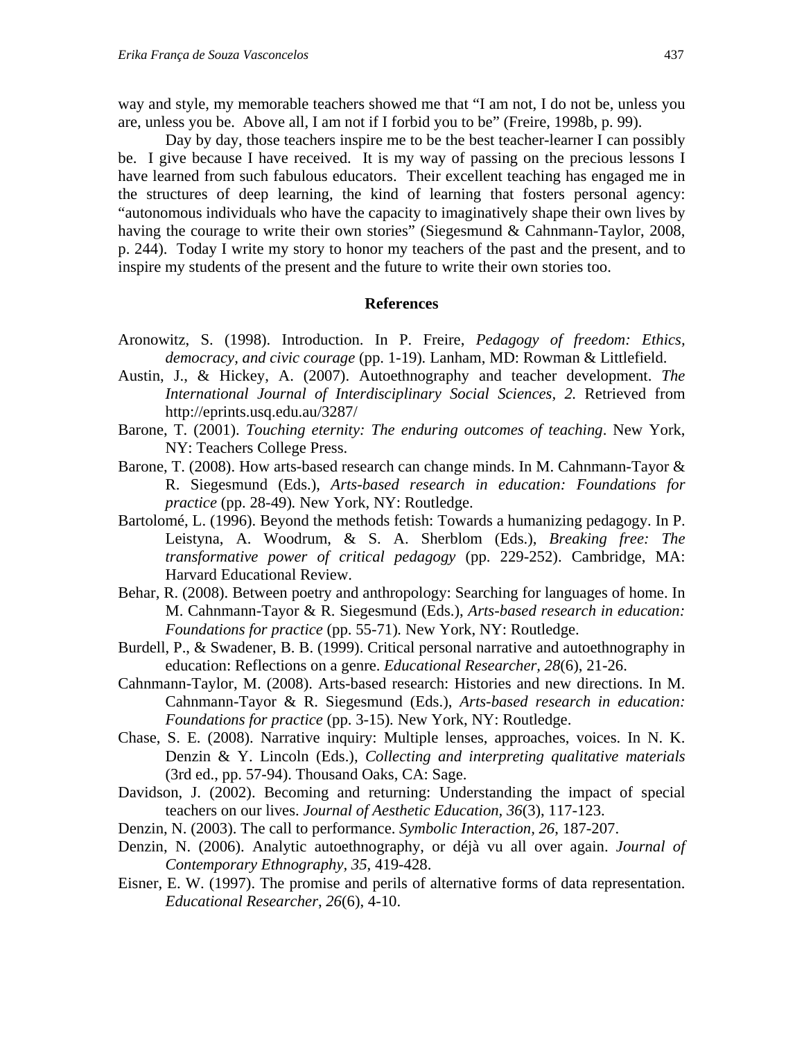way and style, my memorable teachers showed me that "I am not, I do not be, unless you are, unless you be. Above all, I am not if I forbid you to be" (Freire, 1998b, p. 99).

Day by day, those teachers inspire me to be the best teacher-learner I can possibly be. I give because I have received. It is my way of passing on the precious lessons I have learned from such fabulous educators. Their excellent teaching has engaged me in the structures of deep learning, the kind of learning that fosters personal agency: "autonomous individuals who have the capacity to imaginatively shape their own lives by having the courage to write their own stories" (Siegesmund & Cahnmann-Taylor, 2008, p. 244). Today I write my story to honor my teachers of the past and the present, and to inspire my students of the present and the future to write their own stories too.

## References

Aronowitz, S. (1998). Introduction. In P. Freire, *Pedagogy of freedom: Ethics, democracy, and civic courage* (pp. 1-19). Lanham, MD: Rowman & Littlefield.

Austin, J., & Hickey, A. (2007). Autoethnography and teacher development. *The International Journal of Interdisciplinary Social Sciences, 2.* Retrieved from http://eprints.usq.edu.au/3287/

Barone, T. (2001). *Touching eternity: The enduring outcomes of teaching*. New York, NY: Teachers College Press.

Barone, T. (2008). How arts-based research can change minds. In M. Cahnmann-Tayor & R. Siegesmund (Eds.), *Arts-based research in education: Foundations for practice* (pp. 28-49). New York, NY: Routledge.

Bartolomé, L. (1996). Beyond the methods fetish: Towards a humanizing pedagogy. In P. Leistyna, A. Woodrum, & S. A. Sherblom (Eds.), *Breaking free: The transformative power of critical pedagogy* (pp. 229-252). Cambridge, MA: Harvard Educational Review.

Behar, R. (2008). Between poetry and anthropology: Searching for languages of home. In M. Cahnmann-Tayor & R. Siegesmund (Eds.), *Arts-based research in education: Foundations for practice* (pp. 55-71). New York, NY: Routledge.

Burdell, P., & Swadener, B. B. (1999). Critical personal narrative and autoethnography in education: Reflections on a genre. *Educational Researcher, 28*(6), 21-26.

Cahnmann-Taylor, M. (2008). Arts-based research: Histories and new directions. In M. Cahnmann-Tayor & R. Siegesmund (Eds.), *Arts-based research in education: Foundations for practice* (pp. 3-15). New York, NY: Routledge.

Chase, S. E. (2008). Narrative inquiry: Multiple lenses, approaches, voices. In N. K. Denzin & Y. Lincoln (Eds.), *Collecting and interpreting qualitative materials* (3rd ed., pp. 57-94). Thousand Oaks, CA: Sage.

Davidson, J. (2002). Becoming and returning: Understanding the impact of special teachers on our lives. *Journal of Aesthetic Education, 36*(3), 117-123.

Denzin, N. (2003). The call to performance. *Symbolic Interaction*, *26*, 187-207.

Denzin, N. (2006). Analytic autoethnography, or déjà vu all over again. *Journal of Contemporary Ethnography*, *35*, 419-428.

Eisner, E. W. (1997). The promise and perils of alternative forms of data representation. *Educational Researcher*, *26*(6), 4-10.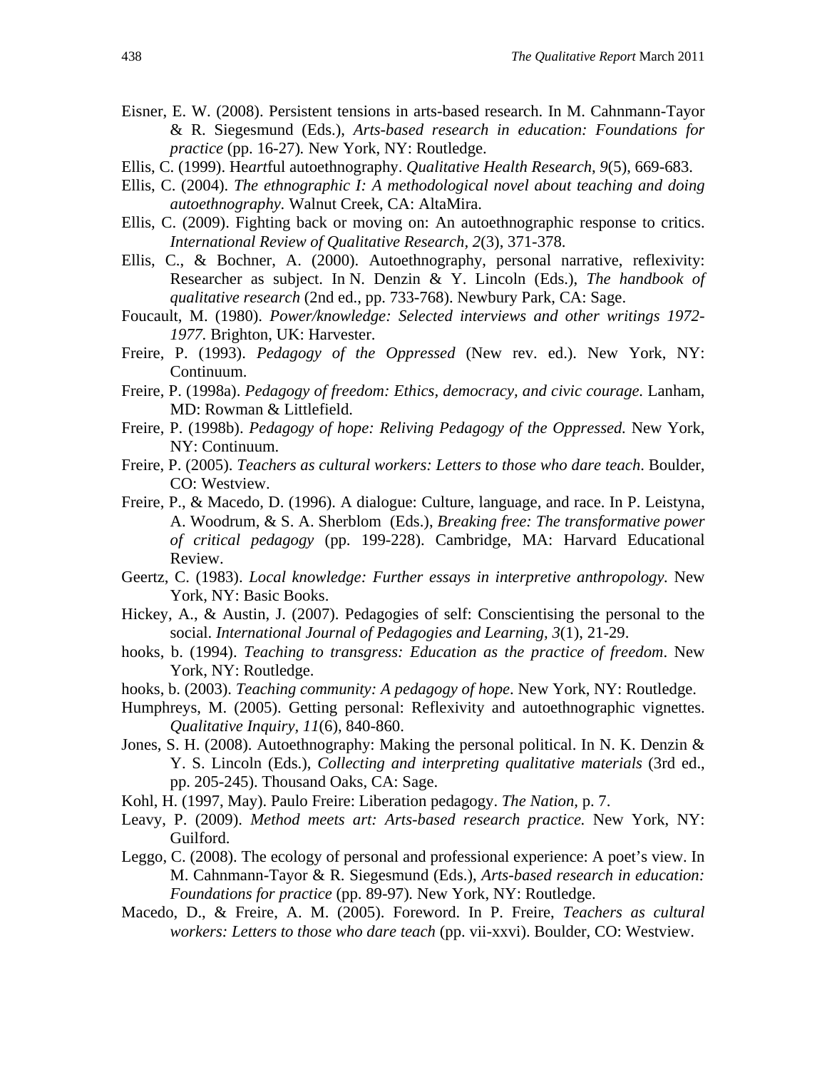Eisner, E. W. (2008). Persistent tensions in arts-based research. In M. Cahnmann-Tayor & R. Siegesmund (Eds.), *Arts-based research in education: Foundations for practice* (pp. 16-27). New York, NY: Routledge.

Ellis, C. (1999). He*art*ful autoethnography. *Qualitative Health Research*, *9*(5), 669-683.

Ellis, C. (2004). *The ethnographic I: A methodological novel about teaching and doing autoethnography.* Walnut Creek, CA: AltaMira.

Ellis, C. (2009). Fighting back or moving on: An autoethnographic response to critics. *International Review of Qualitative Research, 2*(3), 371-378.

Ellis, C., & Bochner, A. (2000). Autoethnography, personal narrative, reflexivity: Researcher as subject. In N. Denzin & Y. Lincoln (Eds.), *The handbook of qualitative research* (2nd ed., pp. 733-768). Newbury Park, CA: Sage.

Foucault, M. (1980). *Power/knowledge: Selected interviews and other writings 1972-1977.* Brighton, UK: Harvester.

Freire, P. (1993). *Pedagogy of the Oppressed* (New rev. ed.). New York, NY: Continuum.

Freire, P. (1998a). *Pedagogy of freedom: Ethics, democracy, and civic courage.* Lanham, MD: Rowman & Littlefield.

Freire, P. (1998b). *Pedagogy of hope: Reliving Pedagogy of the Oppressed.* New York, NY: Continuum.

Freire, P. (2005). *Teachers as cultural workers: Letters to those who dare teach*. Boulder, CO: Westview.

Freire, P., & Macedo, D. (1996). A dialogue: Culture, language, and race. In P. Leistyna, A. Woodrum, & S. A. Sherblom (Eds.), *Breaking free: The transformative power of critical pedagogy* (pp. 199-228). Cambridge, MA: Harvard Educational Review.

Geertz, C. (1983). *Local knowledge: Further essays in interpretive anthropology.* New York, NY: Basic Books.

Hickey, A., & Austin, J. (2007). Pedagogies of self: Conscientising the personal to the social. *International Journal of Pedagogies and Learning, 3*(1), 21-29.

hooks, b. (1994). *Teaching to transgress: Education as the practice of freedom*. New York, NY: Routledge.

hooks, b. (2003). *Teaching community: A pedagogy of hope*. New York, NY: Routledge.

Humphreys, M. (2005). Getting personal: Reflexivity and autoethnographic vignettes. *Qualitative Inquiry, 11*(6), 840-860.

Jones, S. H. (2008). Autoethnography: Making the personal political. In N. K. Denzin & Y. S. Lincoln (Eds.), *Collecting and interpreting qualitative materials* (3rd ed., pp. 205-245). Thousand Oaks, CA: Sage.

Kohl, H. (1997, May). Paulo Freire: Liberation pedagogy. *The Nation,* p. 7.

Leavy, P. (2009). *Method meets art: Arts-based research practice.* New York, NY: Guilford.

Leggo, C. (2008). The ecology of personal and professional experience: A poet's view. In M. Cahnmann-Tayor & R. Siegesmund (Eds.), *Arts-based research in education: Foundations for practice* (pp. 89-97). New York, NY: Routledge.

Macedo, D., & Freire, A. M. (2005). Foreword. In P. Freire, *Teachers as cultural workers: Letters to those who dare teach* (pp. vii-xxvi). Boulder, CO: Westview.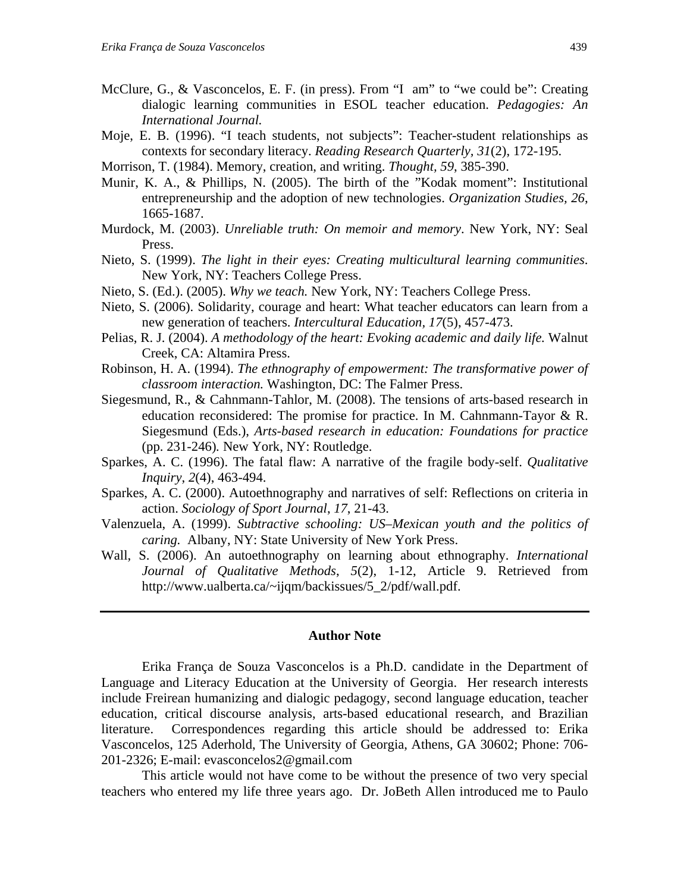McClure, G., & Vasconcelos, E. F. (in press). From "I am" to "we could be": Creating dialogic learning communities in ESOL teacher education. *Pedagogies: An International Journal.*

Moje, E. B. (1996). "I teach students, not subjects": Teacher-student relationships as contexts for secondary literacy. *Reading Research Quarterly, 31*(2), 172-195.

Morrison, T. (1984). Memory, creation, and writing. *Thought, 59*, 385-390.

Munir, K. A., & Phillips, N. (2005). The birth of the "Kodak moment": Institutional entrepreneurship and the adoption of new technologies. *Organization Studies, 26*, 1665-1687.

Murdock, M. (2003). *Unreliable truth: On memoir and memory*. New York, NY: Seal Press.

Nieto, S. (1999). *The light in their eyes: Creating multicultural learning communities.* New York, NY: Teachers College Press.

Nieto, S. (Ed.). (2005). *Why we teach.* New York, NY: Teachers College Press.

Nieto, S. (2006). Solidarity, courage and heart: What teacher educators can learn from a new generation of teachers. *Intercultural Education, 17*(5), 457-473.

Pelias, R. J. (2004). *A methodology of the heart: Evoking academic and daily life.* Walnut Creek, CA: Altamira Press.

Robinson, H. A. (1994). *The ethnography of empowerment: The transformative power of classroom interaction.* Washington, DC: The Falmer Press.

Siegesmund, R., & Cahnmann-Tahlor, M. (2008). The tensions of arts-based research in education reconsidered: The promise for practice. In M. Cahnmann-Tayor & R. Siegesmund (Eds.), *Arts-based research in education: Foundations for practice* (pp. 231-246)*.* New York, NY: Routledge.

Sparkes, A. C. (1996). The fatal flaw: A narrative of the fragile body-self. *Qualitative Inquiry, 2*(4), 463-494.

Sparkes, A. C. (2000). Autoethnography and narratives of self: Reflections on criteria in action. *Sociology of Sport Journal*, *17*, 21-43.

Valenzuela, A. (1999). *Subtractive schooling: US–Mexican youth and the politics of caring.* Albany, NY: State University of New York Press.

Wall, S. (2006). An autoethnography on learning about ethnography. *International Journal of Qualitative Methods*, *5*(2), 1-12, Article 9. Retrieved from http://www.ualberta.ca/~ijqm/backissues/5_2/pdf/wall.pdf.

---

**Author Note**

Erika França de Souza Vasconcelos is a Ph.D. candidate in the Department of Language and Literacy Education at the University of Georgia. Her research interests include Freirean humanizing and dialogic pedagogy, second language education, teacher education, critical discourse analysis, arts-based educational research, and Brazilian literature. Correspondences regarding this article should be addressed to: Erika Vasconcelos, 125 Aderhold, The University of Georgia, Athens, GA 30602; Phone: 706-201-2326; E-mail: evasconcelos2@gmail.com

This article would not have come to be without the presence of two very special teachers who entered my life three years ago. Dr. JoBeth Allen introduced me to Paulo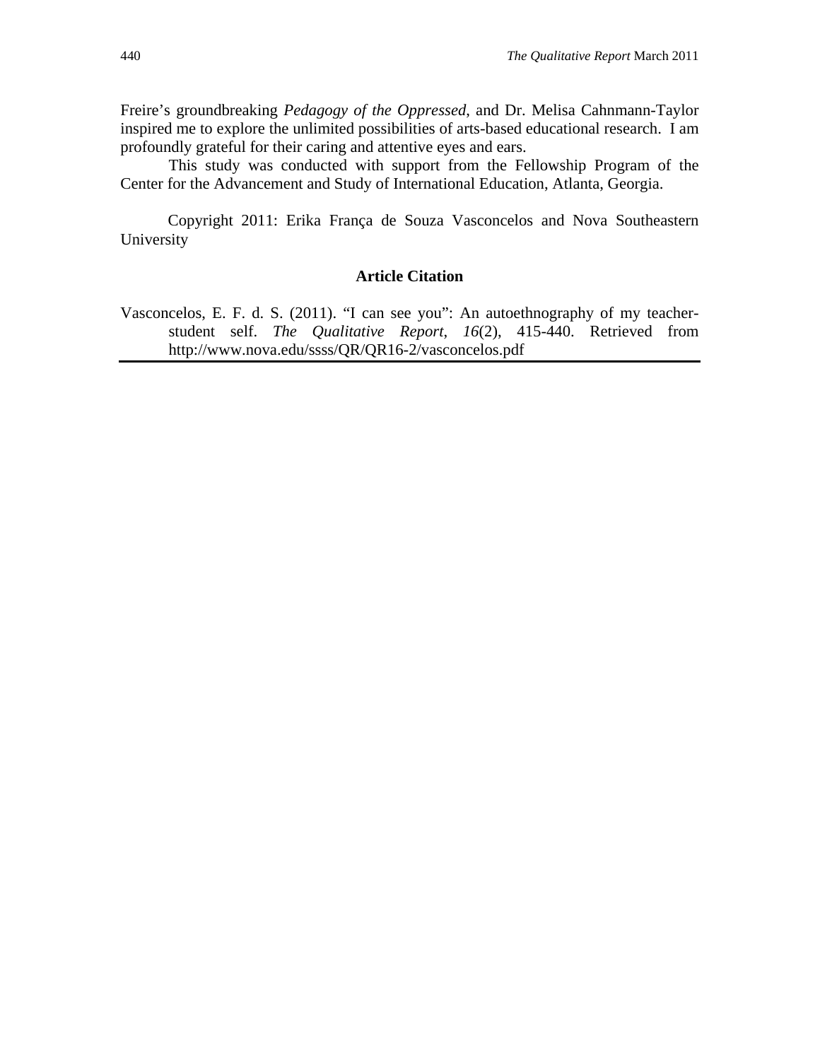Freire's groundbreaking *Pedagogy of the Oppressed*, and Dr. Melisa Cahnmann-Taylor inspired me to explore the unlimited possibilities of arts-based educational research. I am profoundly grateful for their caring and attentive eyes and ears.

This study was conducted with support from the Fellowship Program of the Center for the Advancement and Study of International Education, Atlanta, Georgia.

Copyright 2011: Erika França de Souza Vasconcelos and Nova Southeastern University

## Article Citation

Vasconcelos, E. F. d. S. (2011). "I can see you": An autoethnography of my teacher-student self. *The Qualitative Report*, *16*(2), 415-440. Retrieved from http://www.nova.edu/ssss/QR/QR16-2/vasconcelos.pdf